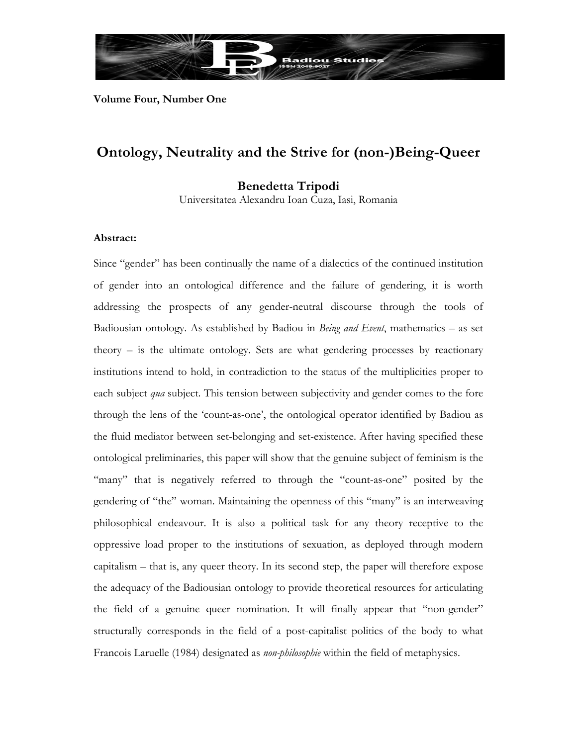**Volume Four, Number One**

# Ontology, Neutrality and the Strive for (non-)Being-Queer

**Benedetta Tripodi**

Universitatea Alexandru Ioan Cuza, Iasi, Romania

**Abstract:**

Since "gender" has been continually the name of a dialectics of the continued institution of gender into an ontological difference and the failure of gendering, it is worth addressing the prospects of any gender-neutral discourse through the tools of Badiousian ontology. As established by Badiou in *Being and Event*, mathematics – as set theory – is the ultimate ontology. Sets are what gendering processes by reactionary institutions intend to hold, in contradiction to the status of the multiplicities proper to each subject *qua* subject. This tension between subjectivity and gender comes to the fore through the lens of the 'count-as-one', the ontological operator identified by Badiou as the fluid mediator between set-belonging and set-existence. After having specified these ontological preliminaries, this paper will show that the genuine subject of feminism is the "many" that is negatively referred to through the "count-as-one" posited by the gendering of "the" woman. Maintaining the openness of this "many" is an interweaving philosophical endeavour. It is also a political task for any theory receptive to the oppressive load proper to the institutions of sexuation, as deployed through modern capitalism – that is, any queer theory. In its second step, the paper will therefore expose the adequacy of the Badiousian ontology to provide theoretical resources for articulating the field of a genuine queer nomination. It will finally appear that "non-gender" structurally corresponds in the field of a post-capitalist politics of the body to what Francois Laruelle (1984) designated as *non-philosophie* within the field of metaphysics.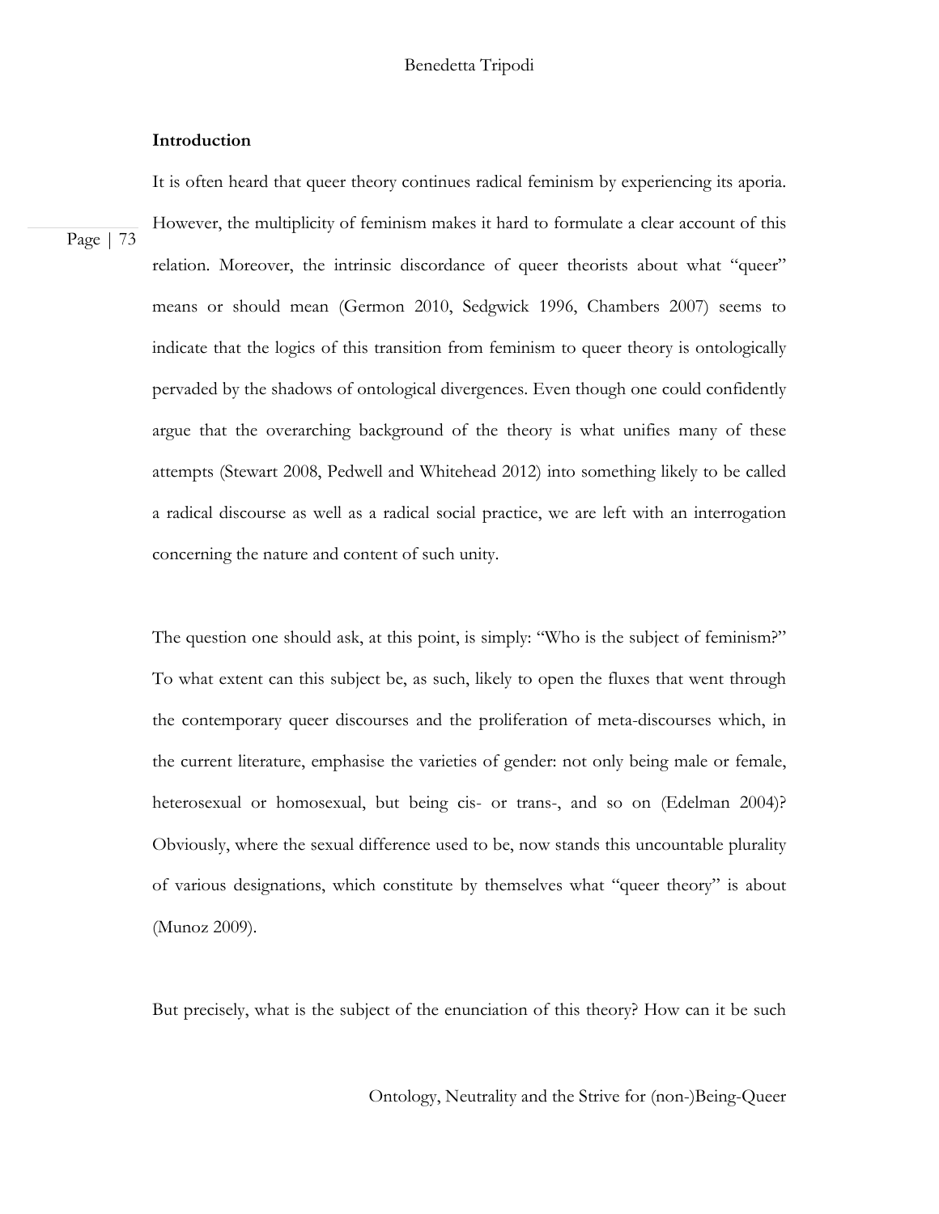**Introduction**

It is often heard that queer theory continues radical feminism by experiencing its aporia. However, the multiplicity of feminism makes it hard to formulate a clear account of this relation. Moreover, the intrinsic discordance of queer theorists about what "queer" means or should mean (Germon 2010, Sedgwick 1996, Chambers 2007) seems to indicate that the logics of this transition from feminism to queer theory is ontologically pervaded by the shadows of ontological divergences. Even though one could confidently argue that the overarching background of the theory is what unifies many of these attempts (Stewart 2008, Pedwell and Whitehead 2012) into something likely to be called a radical discourse as well as a radical social practice, we are left with an interrogation concerning the nature and content of such unity.

The question one should ask, at this point, is simply: "Who is the subject of feminism?" To what extent can this subject be, as such, likely to open the fluxes that went through the contemporary queer discourses and the proliferation of meta-discourses which, in the current literature, emphasise the varieties of gender: not only being male or female, heterosexual or homosexual, but being cis- or trans-, and so on (Edelman 2004)? Obviously, where the sexual difference used to be, now stands this uncountable plurality of various designations, which constitute by themselves what "queer theory" is about (Munoz 2009).

But precisely, what is the subject of the enunciation of this theory? How can it be such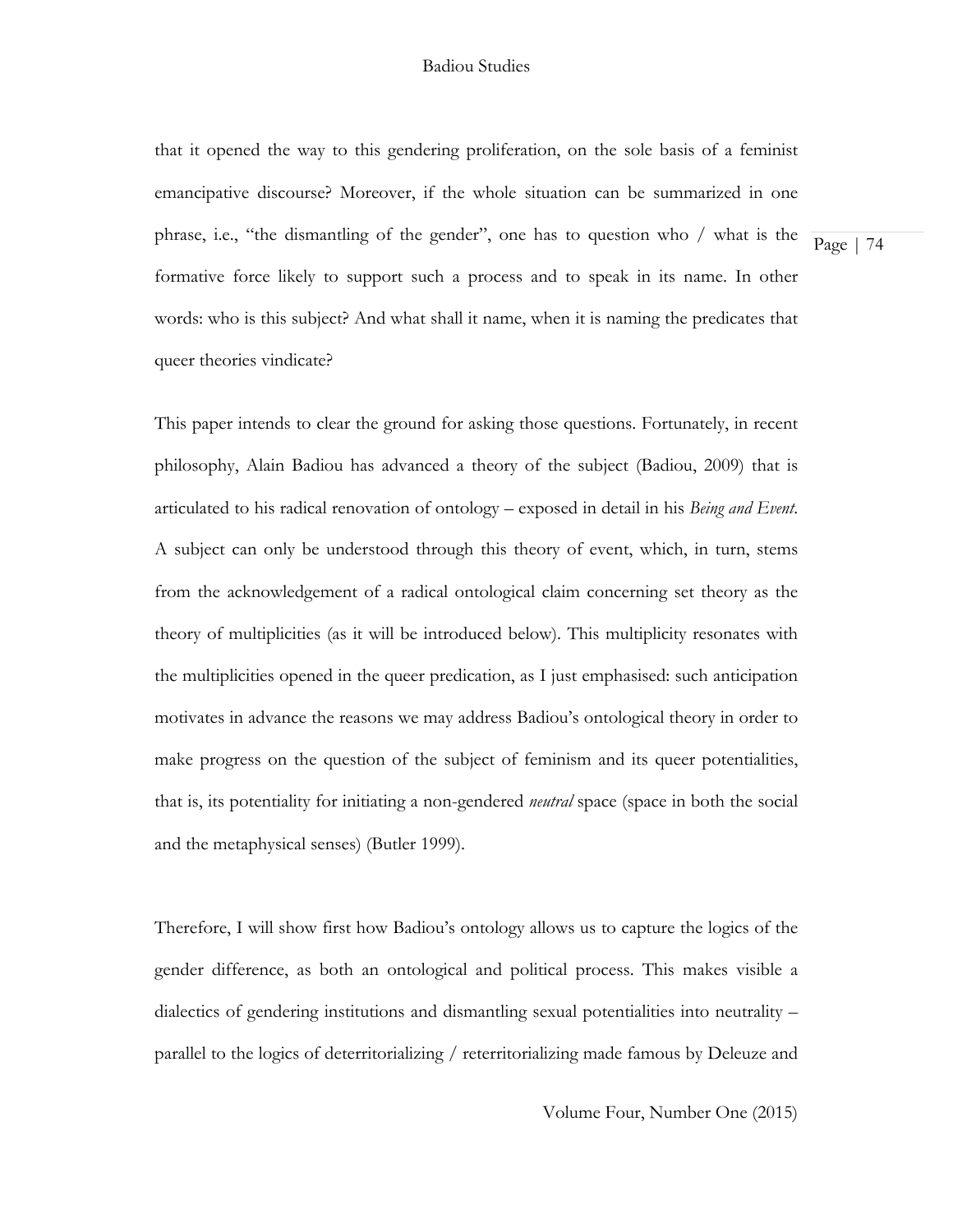that it opened the way to this gendering proliferation, on the sole basis of a feminist emancipative discourse? Moreover, if the whole situation can be summarized in one phrase, i.e., "the dismantling of the gender", one has to question who / what is the formative force likely to support such a process and to speak in its name. In other words: who is this subject? And what shall it name, when it is naming the predicates that queer theories vindicate?

This paper intends to clear the ground for asking those questions. Fortunately, in recent philosophy, Alain Badiou has advanced a theory of the subject (Badiou, 2009) that is articulated to his radical renovation of ontology – exposed in detail in his *Being and Event*. A subject can only be understood through this theory of event, which, in turn, stems from the acknowledgement of a radical ontological claim concerning set theory as the theory of multiplicities (as it will be introduced below). This multiplicity resonates with the multiplicities opened in the queer predication, as I just emphasised: such anticipation motivates in advance the reasons we may address Badiou's ontological theory in order to make progress on the question of the subject of feminism and its queer potentialities, that is, its potentiality for initiating a non-gendered *neutral* space (space in both the social and the metaphysical senses) (Butler 1999).

Therefore, I will show first how Badiou's ontology allows us to capture the logics of the gender difference, as both an ontological and political process. This makes visible a dialectics of gendering institutions and dismantling sexual potentialities into neutrality – parallel to the logics of deterritorializing / reterritorializing made famous by Deleuze and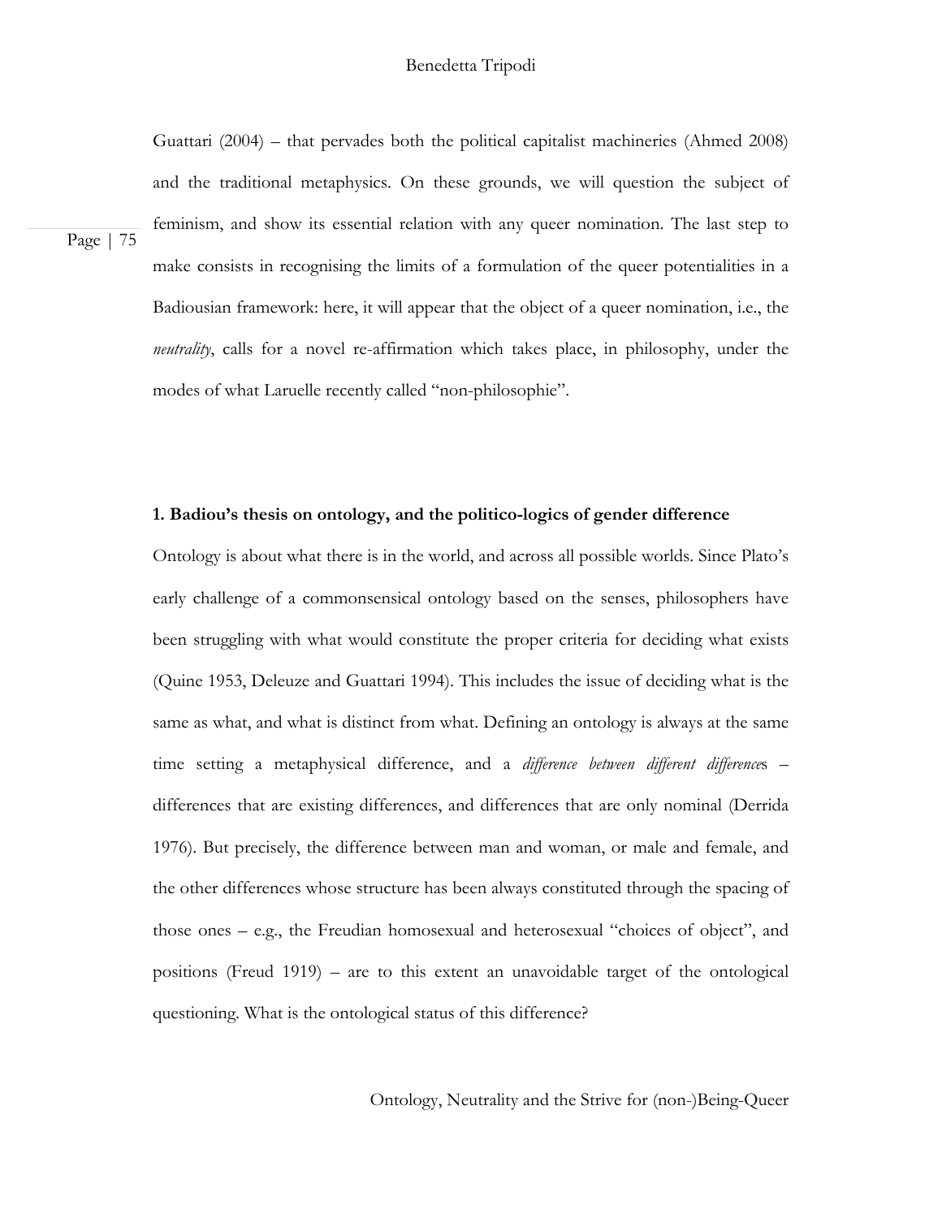Guattari (2004) – that pervades both the political capitalist machineries (Ahmed 2008) and the traditional metaphysics. On these grounds, we will question the subject of feminism, and show its essential relation with any queer nomination. The last step to make consists in recognising the limits of a formulation of the queer potentialities in a Badiousian framework: here, it will appear that the object of a queer nomination, i.e., the *neutrality*, calls for a novel re-affirmation which takes place, in philosophy, under the modes of what Laruelle recently called "non-philosophie".

## 1. Badiou's thesis on ontology, and the politico-logics of gender difference

Ontology is about what there is in the world, and across all possible worlds. Since Plato's early challenge of a commonsensical ontology based on the senses, philosophers have been struggling with what would constitute the proper criteria for deciding what exists (Quine 1953, Deleuze and Guattari 1994). This includes the issue of deciding what is the same as what, and what is distinct from what. Defining an ontology is always at the same time setting a metaphysical difference, and a *difference between different difference*s – differences that are existing differences, and differences that are only nominal (Derrida 1976). But precisely, the difference between man and woman, or male and female, and the other differences whose structure has been always constituted through the spacing of those ones – e.g., the Freudian homosexual and heterosexual "choices of object", and positions (Freud 1919) – are to this extent an unavoidable target of the ontological questioning. What is the ontological status of this difference?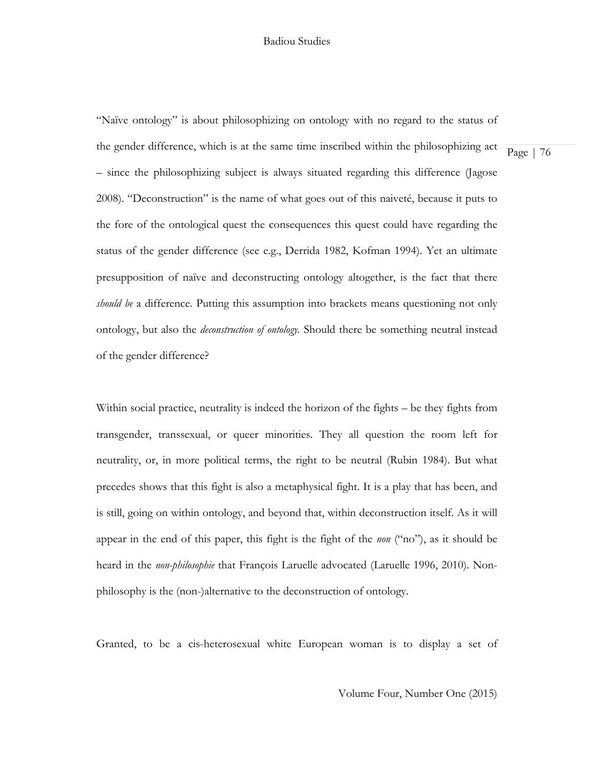"Naïve ontology" is about philosophizing on ontology with no regard to the status of the gender difference, which is at the same time inscribed within the philosophizing act – since the philosophizing subject is always situated regarding this difference (Jagose 2008). "Deconstruction" is the name of what goes out of this naiveté, because it puts to the fore of the ontological quest the consequences this quest could have regarding the status of the gender difference (see e.g., Derrida 1982, Kofman 1994). Yet an ultimate presupposition of naïve and deconstructing ontology altogether, is the fact that there *should be* a difference. Putting this assumption into brackets means questioning not only ontology, but also the *deconstruction of ontology*. Should there be something neutral instead of the gender difference?

Within social practice, neutrality is indeed the horizon of the fights – be they fights from transgender, transsexual, or queer minorities. They all question the room left for neutrality, or, in more political terms, the right to be neutral (Rubin 1984). But what precedes shows that this fight is also a metaphysical fight. It is a play that has been, and is still, going on within ontology, and beyond that, within deconstruction itself. As it will appear in the end of this paper, this fight is the fight of the *non* ("no"), as it should be heard in the *non-philosophie* that François Laruelle advocated (Laruelle 1996, 2010). Non-philosophy is the (non-)alternative to the deconstruction of ontology.

Granted, to be a cis-heterosexual white European woman is to display a set of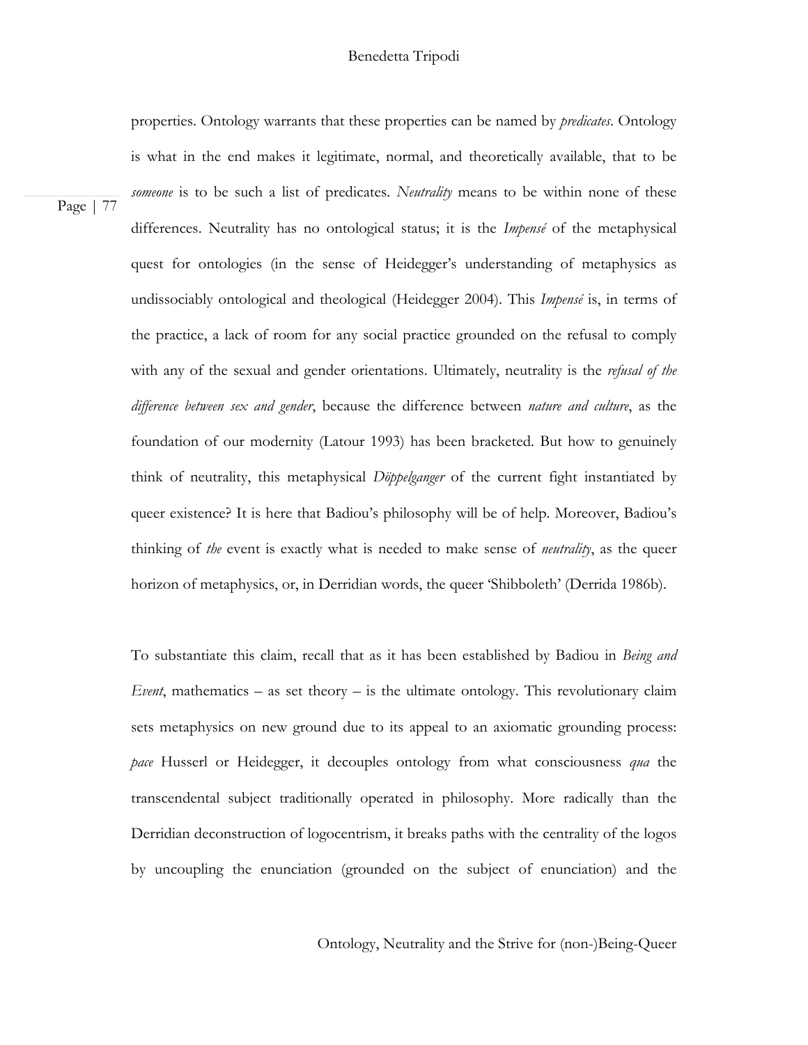properties. Ontology warrants that these properties can be named by *predicates*. Ontology is what in the end makes it legitimate, normal, and theoretically available, that to be *someone* is to be such a list of predicates. *Neutrality* means to be within none of these differences. Neutrality has no ontological status; it is the *Impensé* of the metaphysical quest for ontologies (in the sense of Heidegger's understanding of metaphysics as undissociably ontological and theological (Heidegger 2004). This *Impensé* is, in terms of the practice, a lack of room for any social practice grounded on the refusal to comply with any of the sexual and gender orientations. Ultimately, neutrality is the *refusal of the difference between sex and gender*, because the difference between *nature and culture*, as the foundation of our modernity (Latour 1993) has been bracketed. But how to genuinely think of neutrality, this metaphysical *Döppelganger* of the current fight instantiated by queer existence? It is here that Badiou's philosophy will be of help. Moreover, Badiou's thinking of *the* event is exactly what is needed to make sense of *neutrality*, as the queer horizon of metaphysics, or, in Derridian words, the queer 'Shibboleth' (Derrida 1986b).

To substantiate this claim, recall that as it has been established by Badiou in *Being and Event*, mathematics – as set theory – is the ultimate ontology. This revolutionary claim sets metaphysics on new ground due to its appeal to an axiomatic grounding process: *pace* Husserl or Heidegger, it decouples ontology from what consciousness *qua* the transcendental subject traditionally operated in philosophy. More radically than the Derridian deconstruction of logocentrism, it breaks paths with the centrality of the logos by uncoupling the enunciation (grounded on the subject of enunciation) and the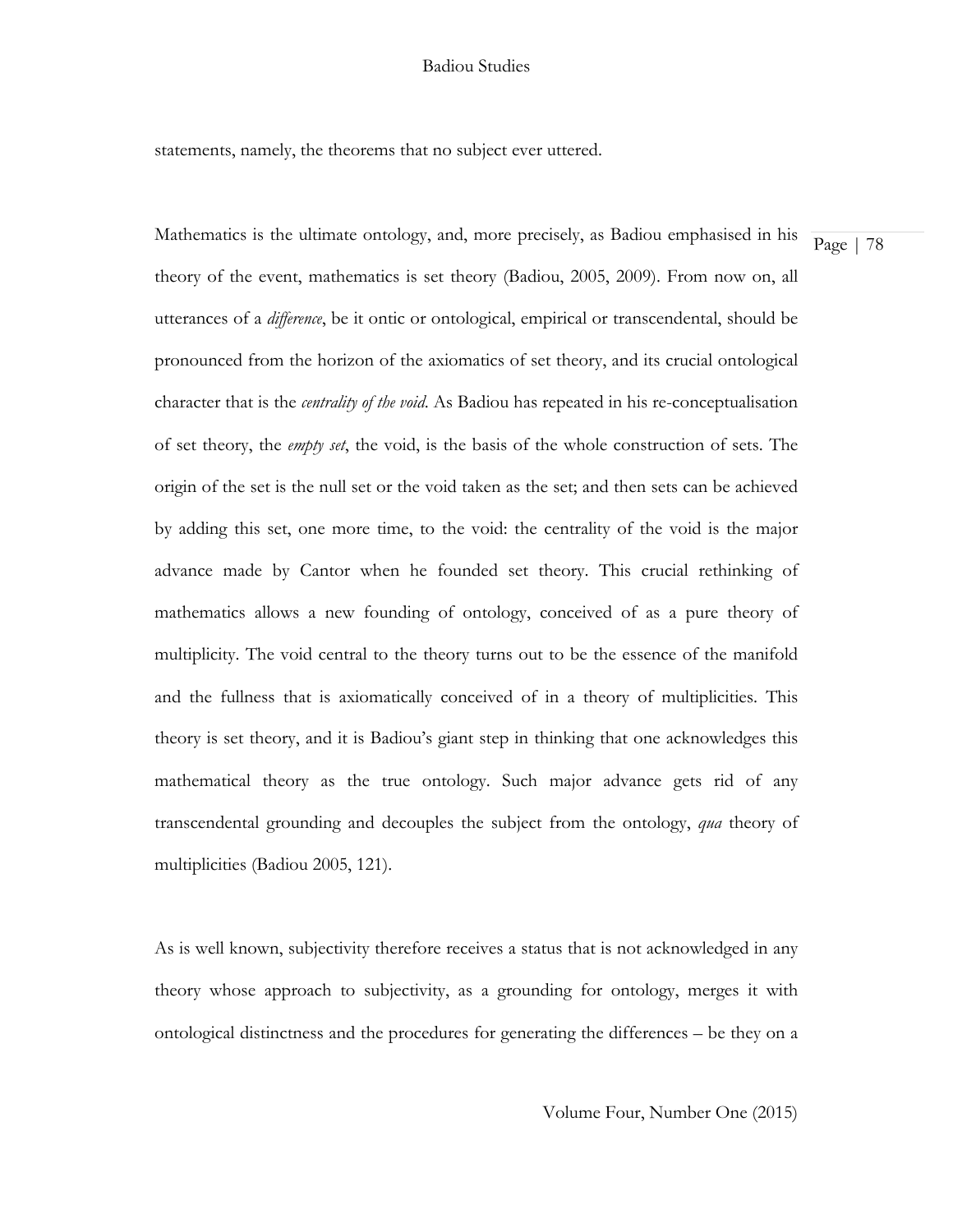statements, namely, the theorems that no subject ever uttered.

Mathematics is the ultimate ontology, and, more precisely, as Badiou emphasised in his theory of the event, mathematics is set theory (Badiou, 2005, 2009). From now on, all utterances of a *difference*, be it ontic or ontological, empirical or transcendental, should be pronounced from the horizon of the axiomatics of set theory, and its crucial ontological character that is the *centrality of the void*. As Badiou has repeated in his re-conceptualisation of set theory, the *empty set*, the void, is the basis of the whole construction of sets. The origin of the set is the null set or the void taken as the set; and then sets can be achieved by adding this set, one more time, to the void: the centrality of the void is the major advance made by Cantor when he founded set theory. This crucial rethinking of mathematics allows a new founding of ontology, conceived of as a pure theory of multiplicity. The void central to the theory turns out to be the essence of the manifold and the fullness that is axiomatically conceived of in a theory of multiplicities. This theory is set theory, and it is Badiou's giant step in thinking that one acknowledges this mathematical theory as the true ontology. Such major advance gets rid of any transcendental grounding and decouples the subject from the ontology, *qua* theory of multiplicities (Badiou 2005, 121).

As is well known, subjectivity therefore receives a status that is not acknowledged in any theory whose approach to subjectivity, as a grounding for ontology, merges it with ontological distinctness and the procedures for generating the differences – be they on a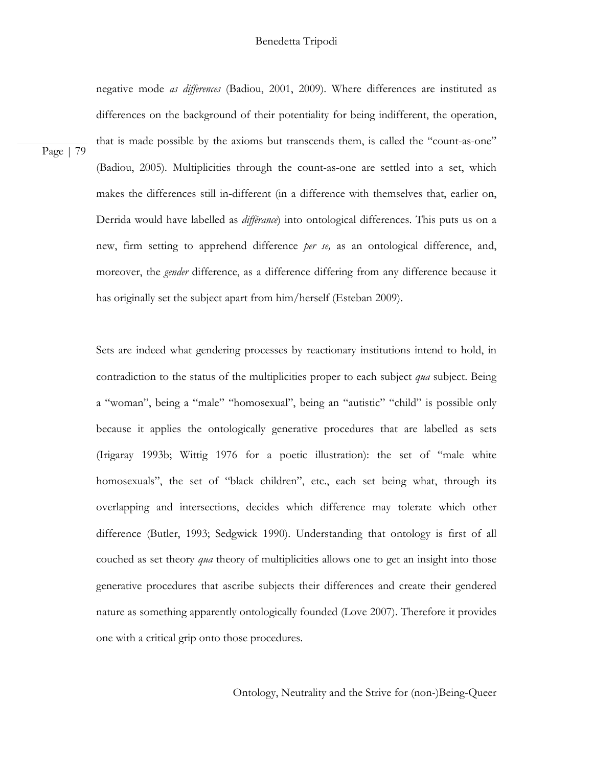negative mode *as differences* (Badiou, 2001, 2009). Where differences are instituted as differences on the background of their potentiality for being indifferent, the operation, that is made possible by the axioms but transcends them, is called the "count-as-one" (Badiou, 2005). Multiplicities through the count-as-one are settled into a set, which makes the differences still in-different (in a difference with themselves that, earlier on, Derrida would have labelled as *différance*) into ontological differences. This puts us on a new, firm setting to apprehend difference *per se,* as an ontological difference, and, moreover, the *gender* difference, as a difference differing from any difference because it has originally set the subject apart from him/herself (Esteban 2009).

Sets are indeed what gendering processes by reactionary institutions intend to hold, in contradiction to the status of the multiplicities proper to each subject *qua* subject. Being a "woman", being a "male" "homosexual", being an "autistic" "child" is possible only because it applies the ontologically generative procedures that are labelled as sets (Irigaray 1993b; Wittig 1976 for a poetic illustration): the set of "male white homosexuals", the set of "black children", etc., each set being what, through its overlapping and intersections, decides which difference may tolerate which other difference (Butler, 1993; Sedgwick 1990). Understanding that ontology is first of all couched as set theory *qua* theory of multiplicities allows one to get an insight into those generative procedures that ascribe subjects their differences and create their gendered nature as something apparently ontologically founded (Love 2007). Therefore it provides one with a critical grip onto those procedures.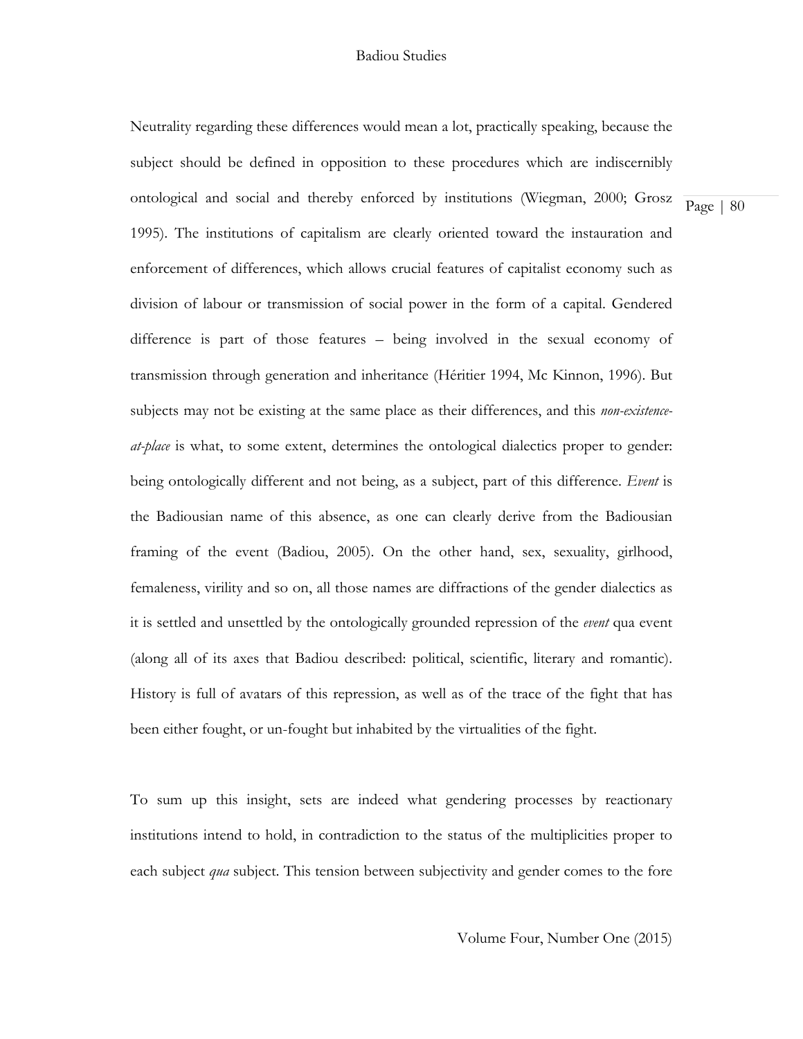Neutrality regarding these differences would mean a lot, practically speaking, because the subject should be defined in opposition to these procedures which are indiscernibly ontological and social and thereby enforced by institutions (Wiegman, 2000; Grosz 1995). The institutions of capitalism are clearly oriented toward the instauration and enforcement of differences, which allows crucial features of capitalist economy such as division of labour or transmission of social power in the form of a capital. Gendered difference is part of those features – being involved in the sexual economy of transmission through generation and inheritance (Héritier 1994, Mc Kinnon, 1996). But subjects may not be existing at the same place as their differences, and this *non-existence-at-place* is what, to some extent, determines the ontological dialectics proper to gender: being ontologically different and not being, as a subject, part of this difference. *Event* is the Badiousian name of this absence, as one can clearly derive from the Badiousian framing of the event (Badiou, 2005). On the other hand, sex, sexuality, girlhood, femaleness, virility and so on, all those names are diffractions of the gender dialectics as it is settled and unsettled by the ontologically grounded repression of the *event* qua event (along all of its axes that Badiou described: political, scientific, literary and romantic). History is full of avatars of this repression, as well as of the trace of the fight that has been either fought, or un-fought but inhabited by the virtualities of the fight.

To sum up this insight, sets are indeed what gendering processes by reactionary institutions intend to hold, in contradiction to the status of the multiplicities proper to each subject *qua* subject. This tension between subjectivity and gender comes to the fore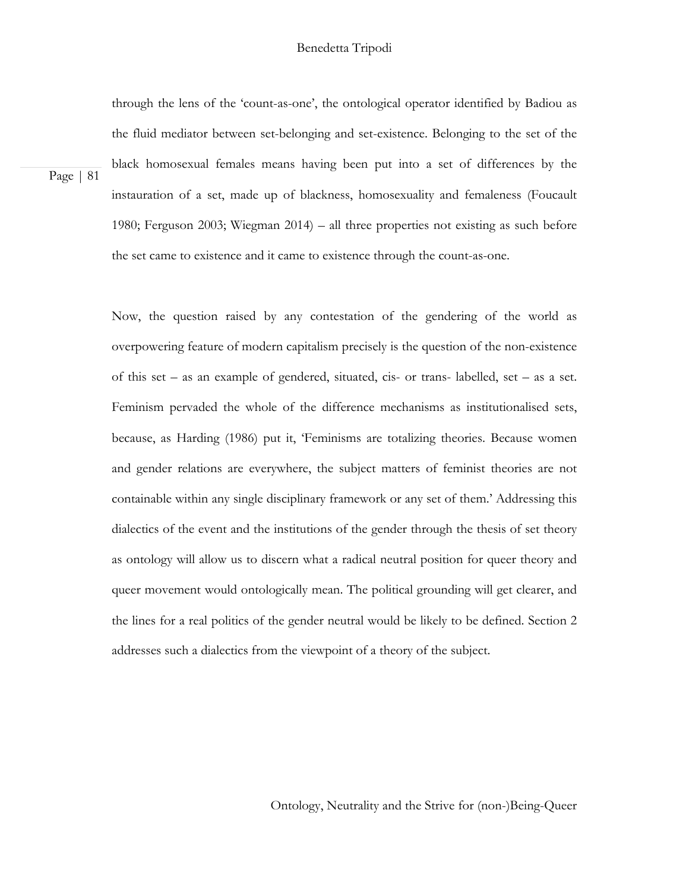through the lens of the 'count-as-one', the ontological operator identified by Badiou as the fluid mediator between set-belonging and set-existence. Belonging to the set of the black homosexual females means having been put into a set of differences by the instauration of a set, made up of blackness, homosexuality and femaleness (Foucault 1980; Ferguson 2003; Wiegman 2014) – all three properties not existing as such before the set came to existence and it came to existence through the count-as-one.

Now, the question raised by any contestation of the gendering of the world as overpowering feature of modern capitalism precisely is the question of the non-existence of this set – as an example of gendered, situated, cis- or trans- labelled, set – as a set. Feminism pervaded the whole of the difference mechanisms as institutionalised sets, because, as Harding (1986) put it, 'Feminisms are totalizing theories. Because women and gender relations are everywhere, the subject matters of feminist theories are not containable within any single disciplinary framework or any set of them.' Addressing this dialectics of the event and the institutions of the gender through the thesis of set theory as ontology will allow us to discern what a radical neutral position for queer theory and queer movement would ontologically mean. The political grounding will get clearer, and the lines for a real politics of the gender neutral would be likely to be defined. Section 2 addresses such a dialectics from the viewpoint of a theory of the subject.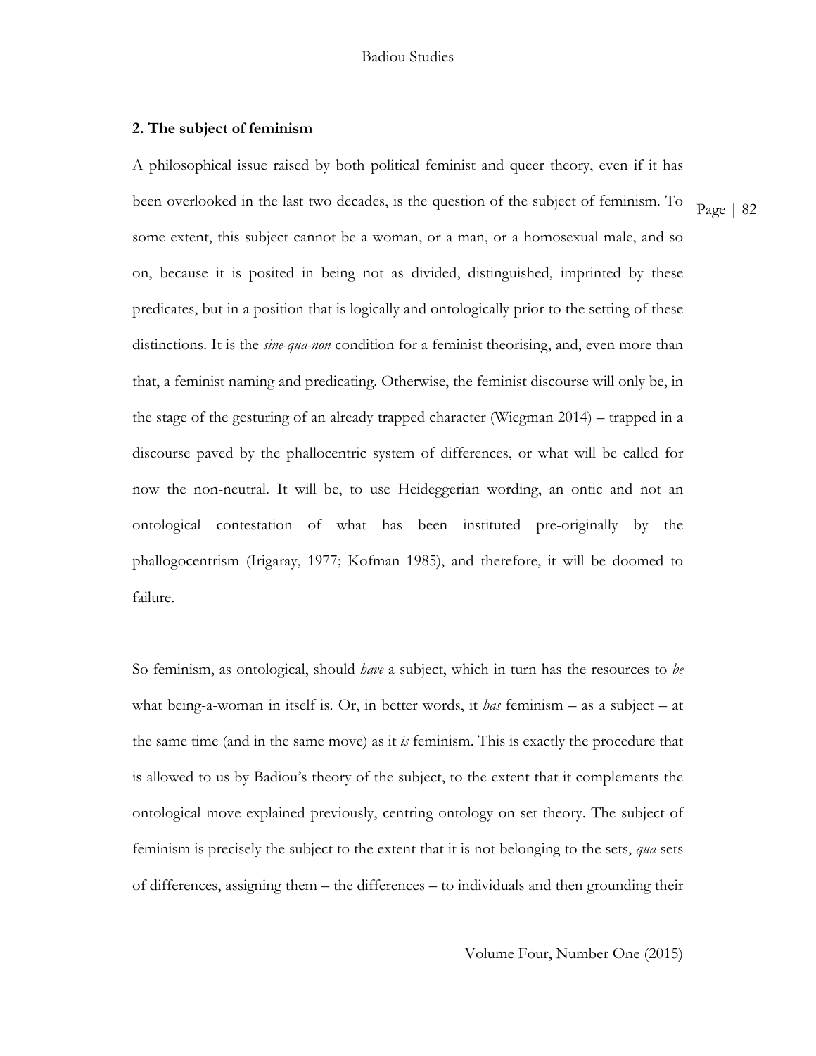## 2. The subject of feminism

A philosophical issue raised by both political feminist and queer theory, even if it has been overlooked in the last two decades, is the question of the subject of feminism. To some extent, this subject cannot be a woman, or a man, or a homosexual male, and so on, because it is posited in being not as divided, distinguished, imprinted by these predicates, but in a position that is logically and ontologically prior to the setting of these distinctions. It is the *sine-qua-non* condition for a feminist theorising, and, even more than that, a feminist naming and predicating. Otherwise, the feminist discourse will only be, in the stage of the gesturing of an already trapped character (Wiegman 2014) – trapped in a discourse paved by the phallocentric system of differences, or what will be called for now the non-neutral. It will be, to use Heideggerian wording, an ontic and not an ontological contestation of what has been instituted pre-originally by the phallogocentrism (Irigaray, 1977; Kofman 1985), and therefore, it will be doomed to failure.

So feminism, as ontological, should *have* a subject, which in turn has the resources to *be* what being-a-woman in itself is. Or, in better words, it *has* feminism – as a subject – at the same time (and in the same move) as it *is* feminism. This is exactly the procedure that is allowed to us by Badiou's theory of the subject, to the extent that it complements the ontological move explained previously, centring ontology on set theory. The subject of feminism is precisely the subject to the extent that it is not belonging to the sets, *qua* sets of differences, assigning them – the differences – to individuals and then grounding their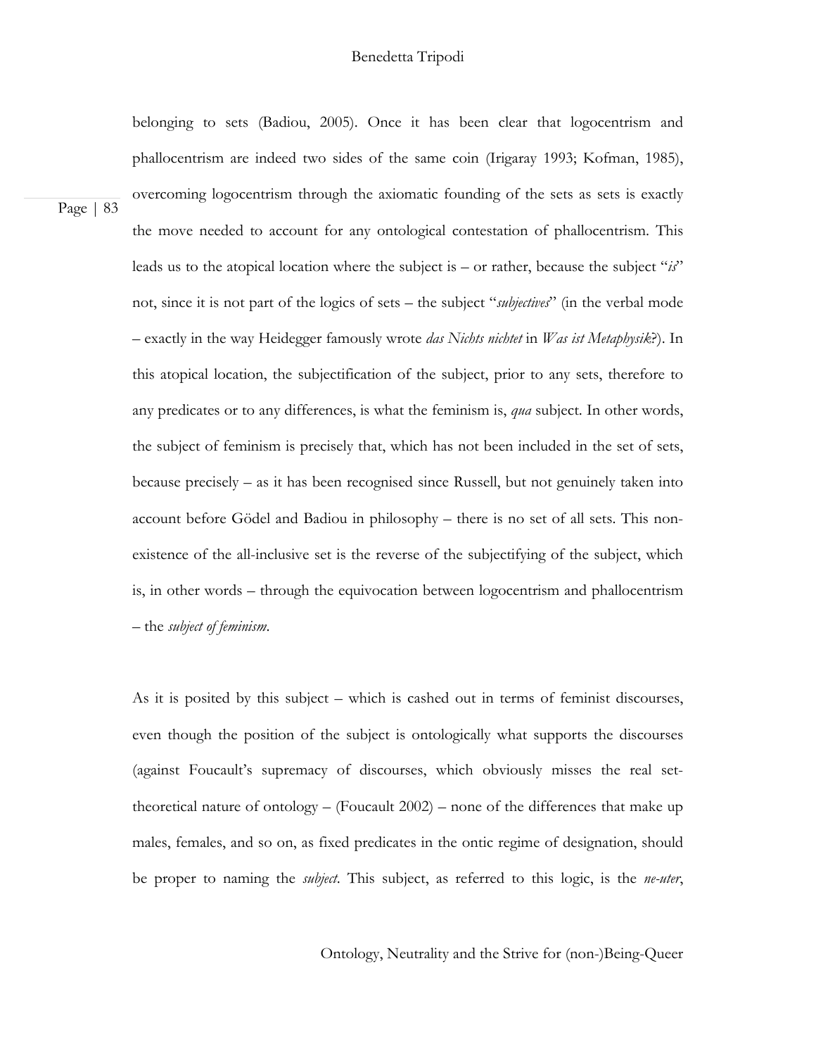belonging to sets (Badiou, 2005). Once it has been clear that logocentrism and phallocentrism are indeed two sides of the same coin (Irigaray 1993; Kofman, 1985), overcoming logocentrism through the axiomatic founding of the sets as sets is exactly the move needed to account for any ontological contestation of phallocentrism. This leads us to the atopical location where the subject is – or rather, because the subject "*is*" not, since it is not part of the logics of sets – the subject "*subjectives*" (in the verbal mode – exactly in the way Heidegger famously wrote *das Nichts nichtet* in *Was ist Metaphysik*?). In this atopical location, the subjectification of the subject, prior to any sets, therefore to any predicates or to any differences, is what the feminism is, *qua* subject. In other words, the subject of feminism is precisely that, which has not been included in the set of sets, because precisely – as it has been recognised since Russell, but not genuinely taken into account before Gödel and Badiou in philosophy – there is no set of all sets. This non-existence of the all-inclusive set is the reverse of the subjectifying of the subject, which is, in other words – through the equivocation between logocentrism and phallocentrism – the *subject of feminism*.

As it is posited by this subject – which is cashed out in terms of feminist discourses, even though the position of the subject is ontologically what supports the discourses (against Foucault's supremacy of discourses, which obviously misses the real set-theoretical nature of ontology – (Foucault 2002) – none of the differences that make up males, females, and so on, as fixed predicates in the ontic regime of designation, should be proper to naming the *subject*. This subject, as referred to this logic, is the *ne-uter*,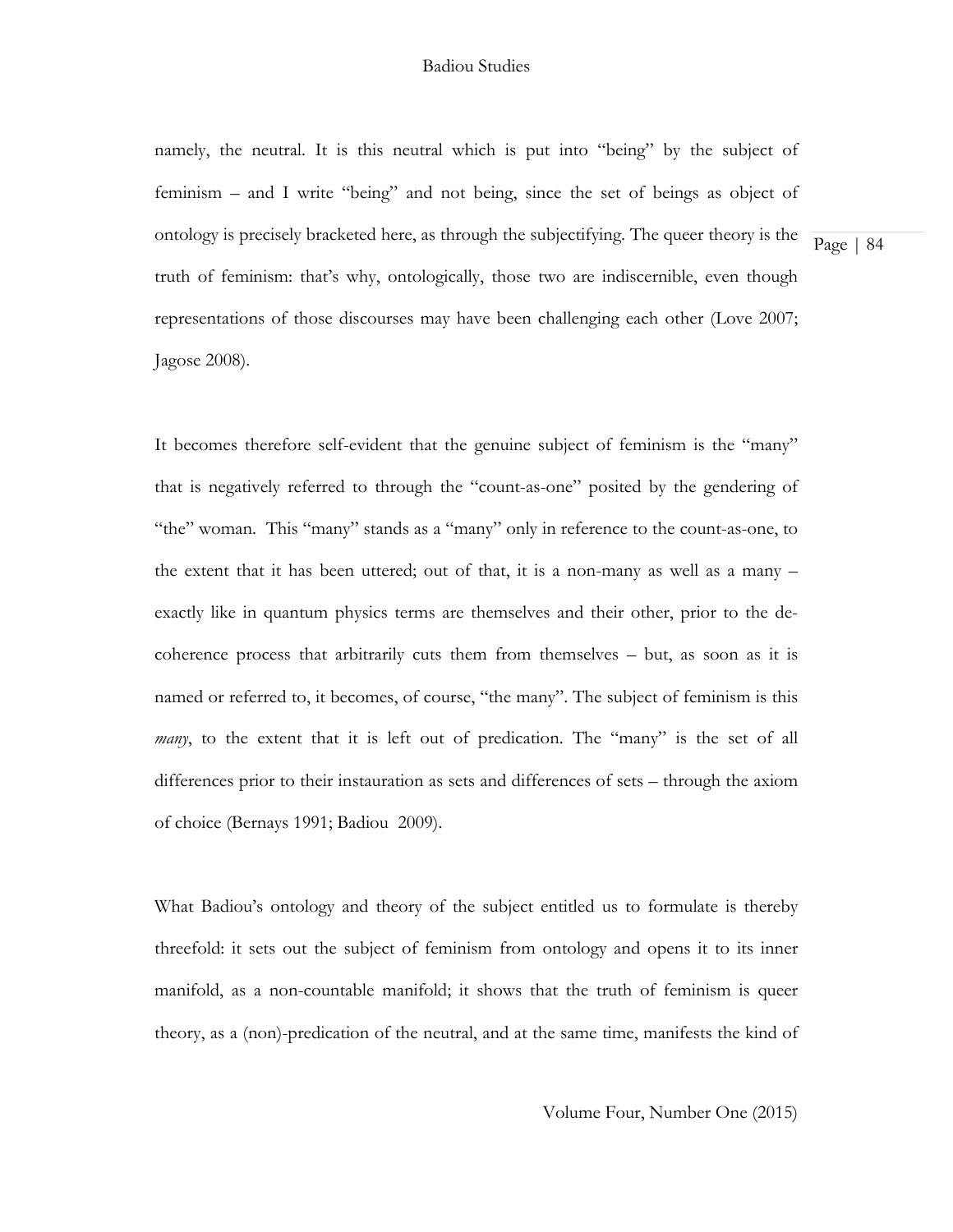namely, the neutral. It is this neutral which is put into "being" by the subject of feminism – and I write "being" and not being, since the set of beings as object of ontology is precisely bracketed here, as through the subjectifying. The queer theory is the truth of feminism: that's why, ontologically, those two are indiscernible, even though representations of those discourses may have been challenging each other (Love 2007; Jagose 2008).

It becomes therefore self-evident that the genuine subject of feminism is the "many" that is negatively referred to through the "count-as-one" posited by the gendering of "the" woman. This "many" stands as a "many" only in reference to the count-as-one, to the extent that it has been uttered; out of that, it is a non-many as well as a many – exactly like in quantum physics terms are themselves and their other, prior to the de-coherence process that arbitrarily cuts them from themselves – but, as soon as it is named or referred to, it becomes, of course, "the many". The subject of feminism is this *many*, to the extent that it is left out of predication. The "many" is the set of all differences prior to their instauration as sets and differences of sets – through the axiom of choice (Bernays 1991; Badiou 2009).

What Badiou's ontology and theory of the subject entitled us to formulate is thereby threefold: it sets out the subject of feminism from ontology and opens it to its inner manifold, as a non-countable manifold; it shows that the truth of feminism is queer theory, as a (non)-predication of the neutral, and at the same time, manifests the kind of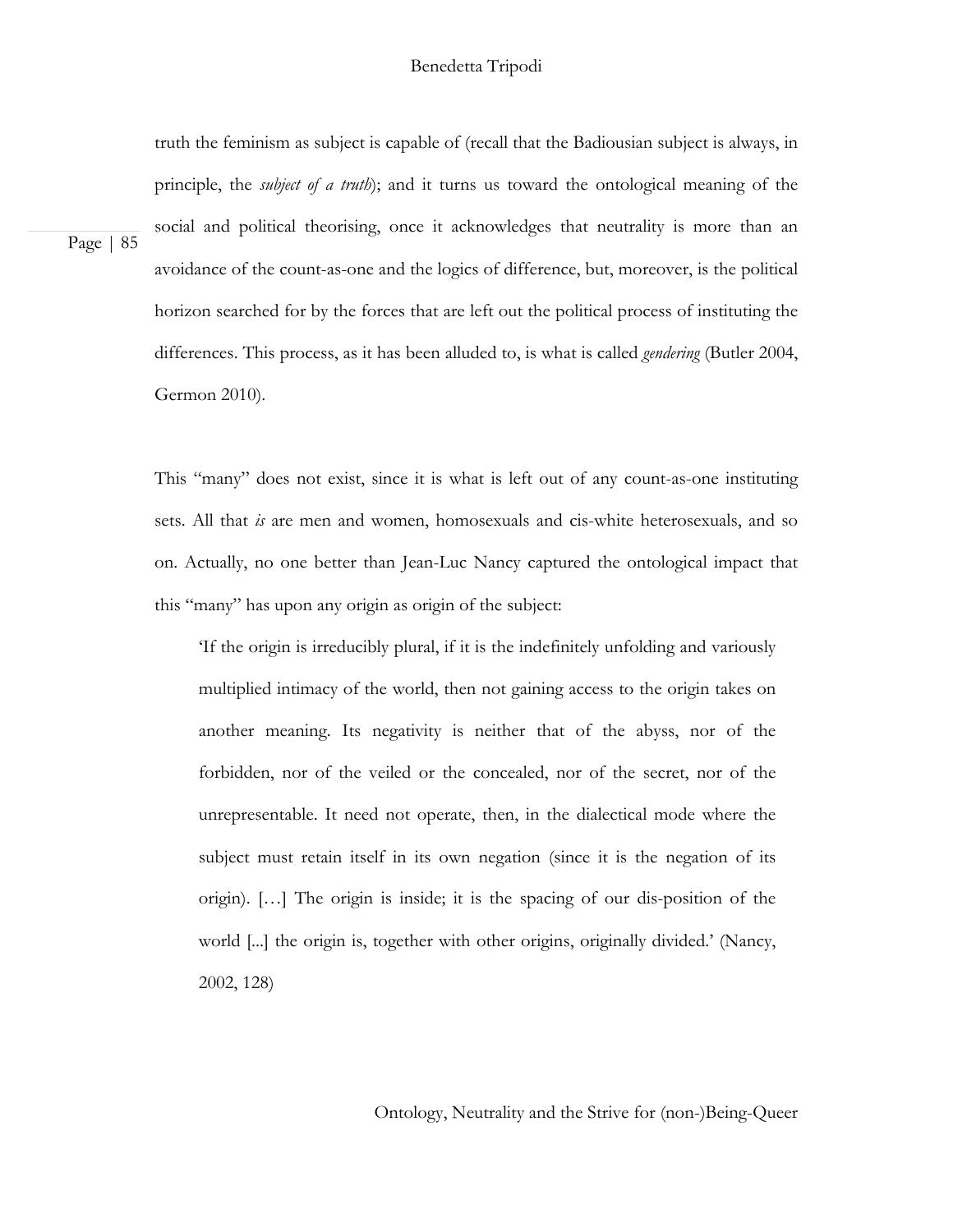truth the feminism as subject is capable of (recall that the Badiousian subject is always, in principle, the *subject of a truth*); and it turns us toward the ontological meaning of the social and political theorising, once it acknowledges that neutrality is more than an avoidance of the count-as-one and the logics of difference, but, moreover, is the political horizon searched for by the forces that are left out the political process of instituting the differences. This process, as it has been alluded to, is what is called *gendering* (Butler 2004, Germon 2010).

This "many" does not exist, since it is what is left out of any count-as-one instituting sets. All that *is* are men and women, homosexuals and cis-white heterosexuals, and so on. Actually, no one better than Jean-Luc Nancy captured the ontological impact that this "many" has upon any origin as origin of the subject:

> 'If the origin is irreducibly plural, if it is the indefinitely unfolding and variously multiplied intimacy of the world, then not gaining access to the origin takes on another meaning. Its negativity is neither that of the abyss, nor of the forbidden, nor of the veiled or the concealed, nor of the secret, nor of the unrepresentable. It need not operate, then, in the dialectical mode where the subject must retain itself in its own negation (since it is the negation of its origin). […] The origin is inside; it is the spacing of our dis-position of the world [...] the origin is, together with other origins, originally divided.' (Nancy, 2002, 128)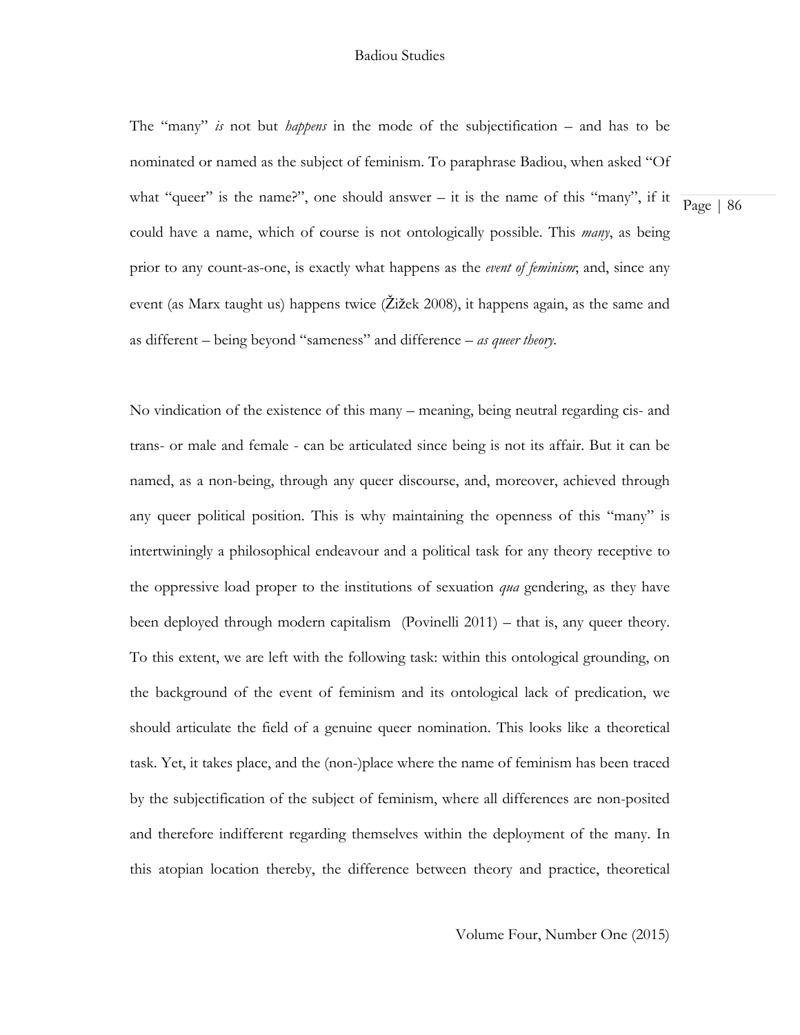The "many" *is* not but *happens* in the mode of the subjectification – and has to be nominated or named as the subject of feminism. To paraphrase Badiou, when asked "Of what "queer" is the name?", one should answer – it is the name of this "many", if it could have a name, which of course is not ontologically possible. This *many*, as being prior to any count-as-one, is exactly what happens as the *event of feminism*; and, since any event (as Marx taught us) happens twice (Žižek 2008), it happens again, as the same and as different – being beyond "sameness" and difference – *as queer theory*.

No vindication of the existence of this many – meaning, being neutral regarding cis- and trans- or male and female - can be articulated since being is not its affair. But it can be named, as a non-being, through any queer discourse, and, moreover, achieved through any queer political position. This is why maintaining the openness of this "many" is intertwiningly a philosophical endeavour and a political task for any theory receptive to the oppressive load proper to the institutions of sexuation *qua* gendering, as they have been deployed through modern capitalism (Povinelli 2011) – that is, any queer theory. To this extent, we are left with the following task: within this ontological grounding, on the background of the event of feminism and its ontological lack of predication, we should articulate the field of a genuine queer nomination. This looks like a theoretical task. Yet, it takes place, and the (non-)place where the name of feminism has been traced by the subjectification of the subject of feminism, where all differences are non-posited and therefore indifferent regarding themselves within the deployment of the many. In this atopian location thereby, the difference between theory and practice, theoretical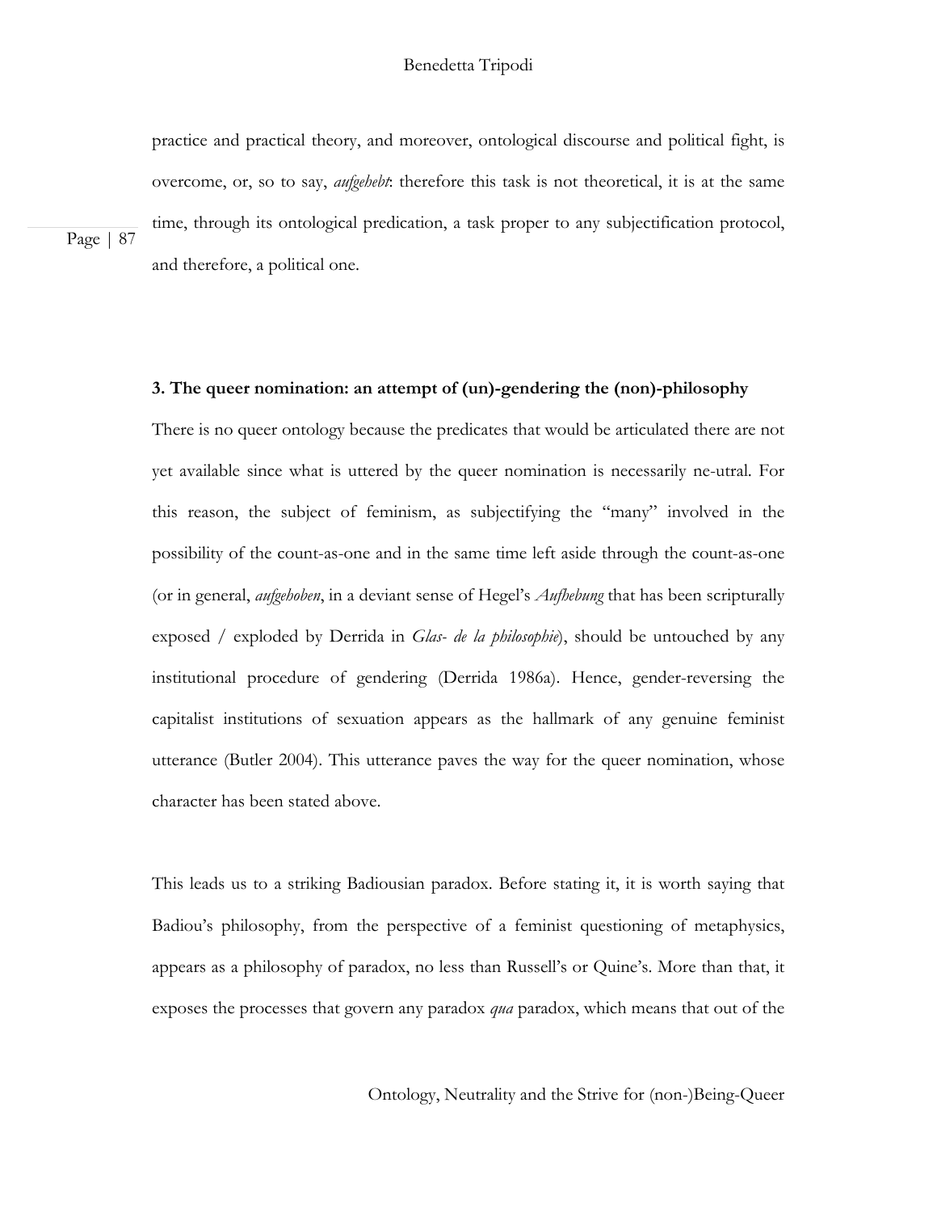practice and practical theory, and moreover, ontological discourse and political fight, is overcome, or, so to say, *aufgehebt*: therefore this task is not theoretical, it is at the same time, through its ontological predication, a task proper to any subjectification protocol, and therefore, a political one.

### 3. The queer nomination: an attempt of (un)-gendering the (non)-philosophy

There is no queer ontology because the predicates that would be articulated there are not yet available since what is uttered by the queer nomination is necessarily ne-utral. For this reason, the subject of feminism, as subjectifying the "many" involved in the possibility of the count-as-one and in the same time left aside through the count-as-one (or in general, *aufgehoben*, in a deviant sense of Hegel's *Aufhebung* that has been scripturally exposed / exploded by Derrida in *Glas- de la philosophie*), should be untouched by any institutional procedure of gendering (Derrida 1986a). Hence, gender-reversing the capitalist institutions of sexuation appears as the hallmark of any genuine feminist utterance (Butler 2004). This utterance paves the way for the queer nomination, whose character has been stated above.

This leads us to a striking Badiousian paradox. Before stating it, it is worth saying that Badiou's philosophy, from the perspective of a feminist questioning of metaphysics, appears as a philosophy of paradox, no less than Russell's or Quine's. More than that, it exposes the processes that govern any paradox *qua* paradox, which means that out of the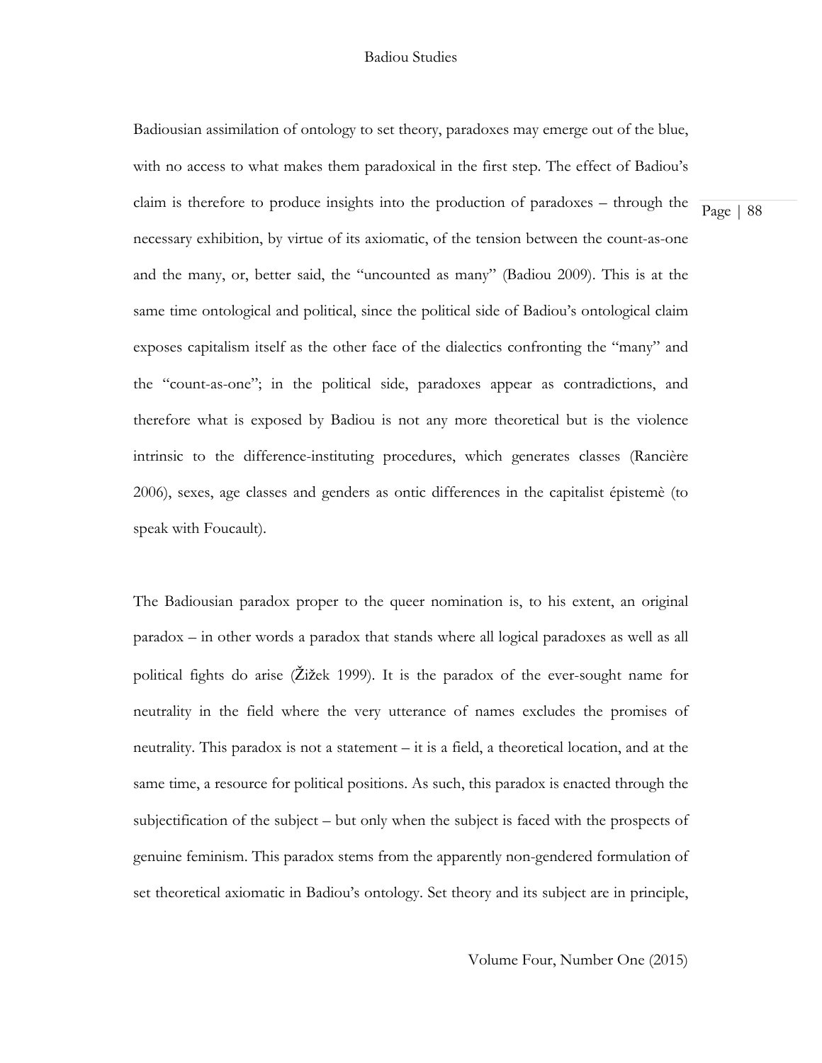Badiousian assimilation of ontology to set theory, paradoxes may emerge out of the blue, with no access to what makes them paradoxical in the first step. The effect of Badiou's claim is therefore to produce insights into the production of paradoxes – through the necessary exhibition, by virtue of its axiomatic, of the tension between the count-as-one and the many, or, better said, the "uncounted as many" (Badiou 2009). This is at the same time ontological and political, since the political side of Badiou's ontological claim exposes capitalism itself as the other face of the dialectics confronting the "many" and the "count-as-one"; in the political side, paradoxes appear as contradictions, and therefore what is exposed by Badiou is not any more theoretical but is the violence intrinsic to the difference-instituting procedures, which generates classes (Rancière 2006), sexes, age classes and genders as ontic differences in the capitalist épistemè (to speak with Foucault).

The Badiousian paradox proper to the queer nomination is, to his extent, an original paradox – in other words a paradox that stands where all logical paradoxes as well as all political fights do arise (Žižek 1999). It is the paradox of the ever-sought name for neutrality in the field where the very utterance of names excludes the promises of neutrality. This paradox is not a statement – it is a field, a theoretical location, and at the same time, a resource for political positions. As such, this paradox is enacted through the subjectification of the subject – but only when the subject is faced with the prospects of genuine feminism. This paradox stems from the apparently non-gendered formulation of set theoretical axiomatic in Badiou's ontology. Set theory and its subject are in principle,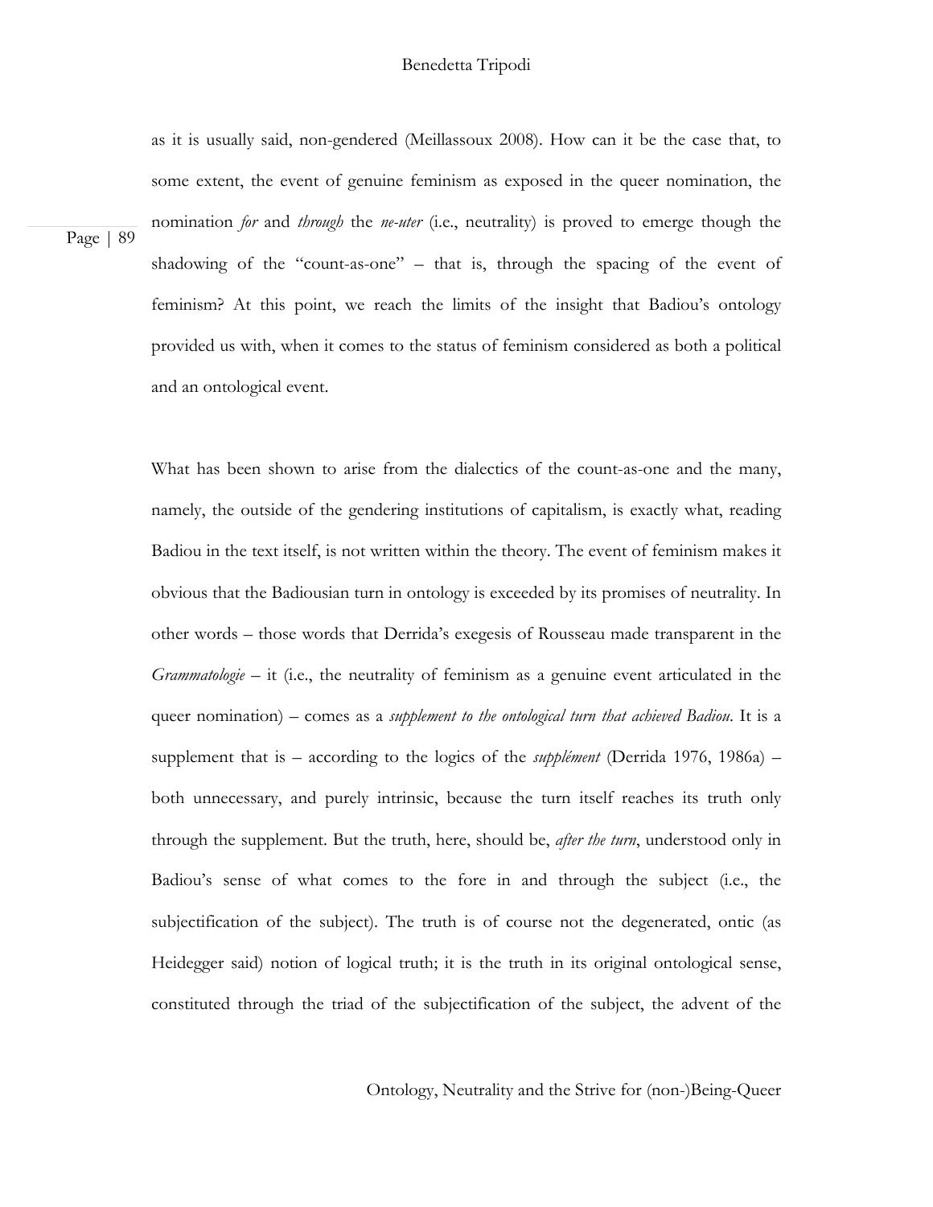as it is usually said, non-gendered (Meillassoux 2008). How can it be the case that, to some extent, the event of genuine feminism as exposed in the queer nomination, the nomination *for* and *through* the *ne-uter* (i.e., neutrality) is proved to emerge though the shadowing of the "count-as-one" – that is, through the spacing of the event of feminism? At this point, we reach the limits of the insight that Badiou's ontology provided us with, when it comes to the status of feminism considered as both a political and an ontological event.

What has been shown to arise from the dialectics of the count-as-one and the many, namely, the outside of the gendering institutions of capitalism, is exactly what, reading Badiou in the text itself, is not written within the theory. The event of feminism makes it obvious that the Badiousian turn in ontology is exceeded by its promises of neutrality. In other words – those words that Derrida's exegesis of Rousseau made transparent in the *Grammatologie* – it (i.e., the neutrality of feminism as a genuine event articulated in the queer nomination) – comes as a *supplement to the ontological turn that achieved Badiou*. It is a supplement that is – according to the logics of the *supplément* (Derrida 1976, 1986a) – both unnecessary, and purely intrinsic, because the turn itself reaches its truth only through the supplement. But the truth, here, should be, *after the turn*, understood only in Badiou's sense of what comes to the fore in and through the subject (i.e., the subjectification of the subject). The truth is of course not the degenerated, ontic (as Heidegger said) notion of logical truth; it is the truth in its original ontological sense, constituted through the triad of the subjectification of the subject, the advent of the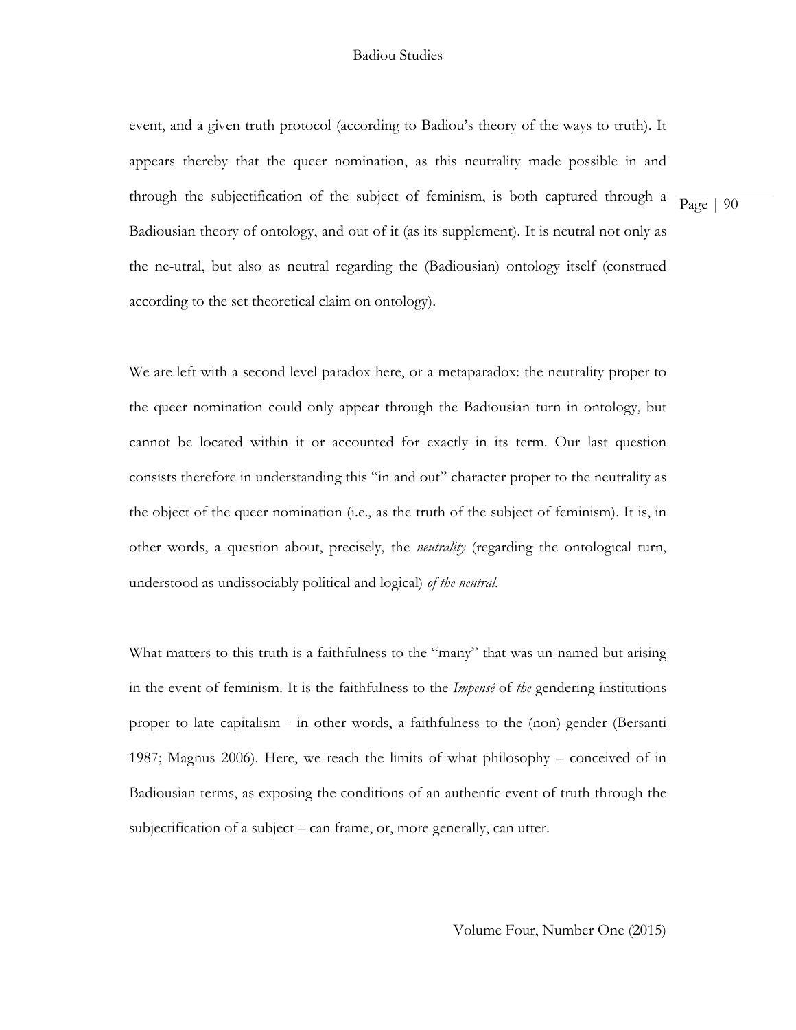event, and a given truth protocol (according to Badiou's theory of the ways to truth). It appears thereby that the queer nomination, as this neutrality made possible in and through the subjectification of the subject of feminism, is both captured through a Badiousian theory of ontology, and out of it (as its supplement). It is neutral not only as the ne-utral, but also as neutral regarding the (Badiousian) ontology itself (construed according to the set theoretical claim on ontology).

We are left with a second level paradox here, or a metaparadox: the neutrality proper to the queer nomination could only appear through the Badiousian turn in ontology, but cannot be located within it or accounted for exactly in its term. Our last question consists therefore in understanding this "in and out" character proper to the neutrality as the object of the queer nomination (i.e., as the truth of the subject of feminism). It is, in other words, a question about, precisely, the *neutrality* (regarding the ontological turn, understood as undissociably political and logical) *of the neutral.*

What matters to this truth is a faithfulness to the "many" that was un-named but arising in the event of feminism. It is the faithfulness to the *Impensé* of *the* gendering institutions proper to late capitalism - in other words, a faithfulness to the (non)-gender (Bersanti 1987; Magnus 2006). Here, we reach the limits of what philosophy – conceived of in Badiousian terms, as exposing the conditions of an authentic event of truth through the subjectification of a subject – can frame, or, more generally, can utter.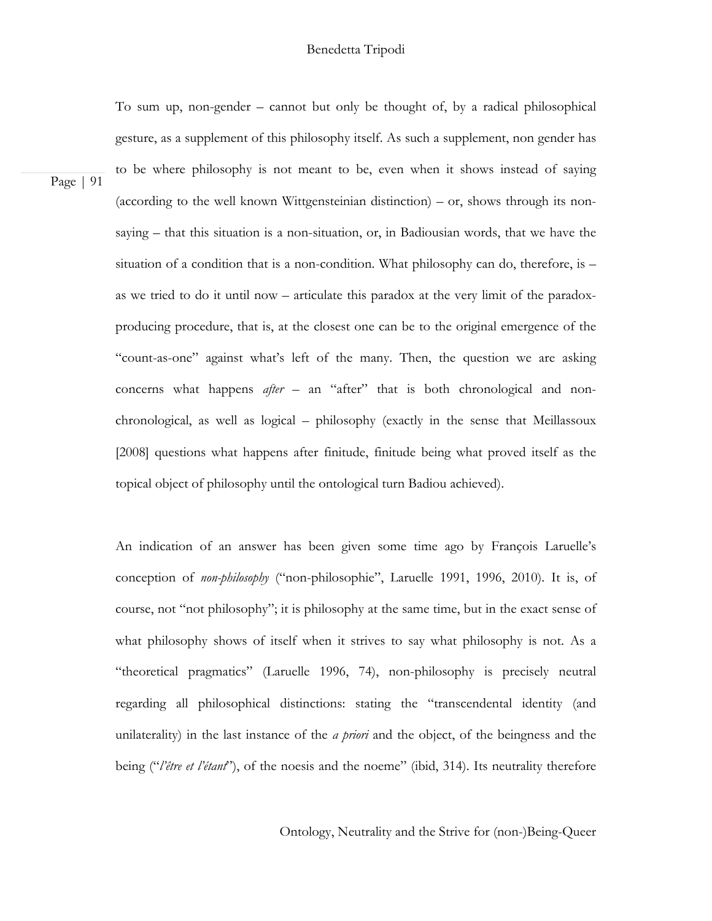To sum up, non-gender – cannot but only be thought of, by a radical philosophical gesture, as a supplement of this philosophy itself. As such a supplement, non gender has to be where philosophy is not meant to be, even when it shows instead of saying (according to the well known Wittgensteinian distinction) – or, shows through its non-saying – that this situation is a non-situation, or, in Badiousian words, that we have the situation of a condition that is a non-condition. What philosophy can do, therefore, is – as we tried to do it until now – articulate this paradox at the very limit of the paradox-producing procedure, that is, at the closest one can be to the original emergence of the "count-as-one" against what's left of the many. Then, the question we are asking concerns what happens *after* – an "after" that is both chronological and non-chronological, as well as logical – philosophy (exactly in the sense that Meillassoux [2008] questions what happens after finitude, finitude being what proved itself as the topical object of philosophy until the ontological turn Badiou achieved).

An indication of an answer has been given some time ago by François Laruelle's conception of *non-philosophy* ("non-philosophie", Laruelle 1991, 1996, 2010). It is, of course, not "not philosophy"; it is philosophy at the same time, but in the exact sense of what philosophy shows of itself when it strives to say what philosophy is not. As a "theoretical pragmatics" (Laruelle 1996, 74), non-philosophy is precisely neutral regarding all philosophical distinctions: stating the "transcendental identity (and unilaterality) in the last instance of the *a priori* and the object, of the beingness and the being ("*l'être et l'étant*"), of the noesis and the noeme" (ibid, 314). Its neutrality therefore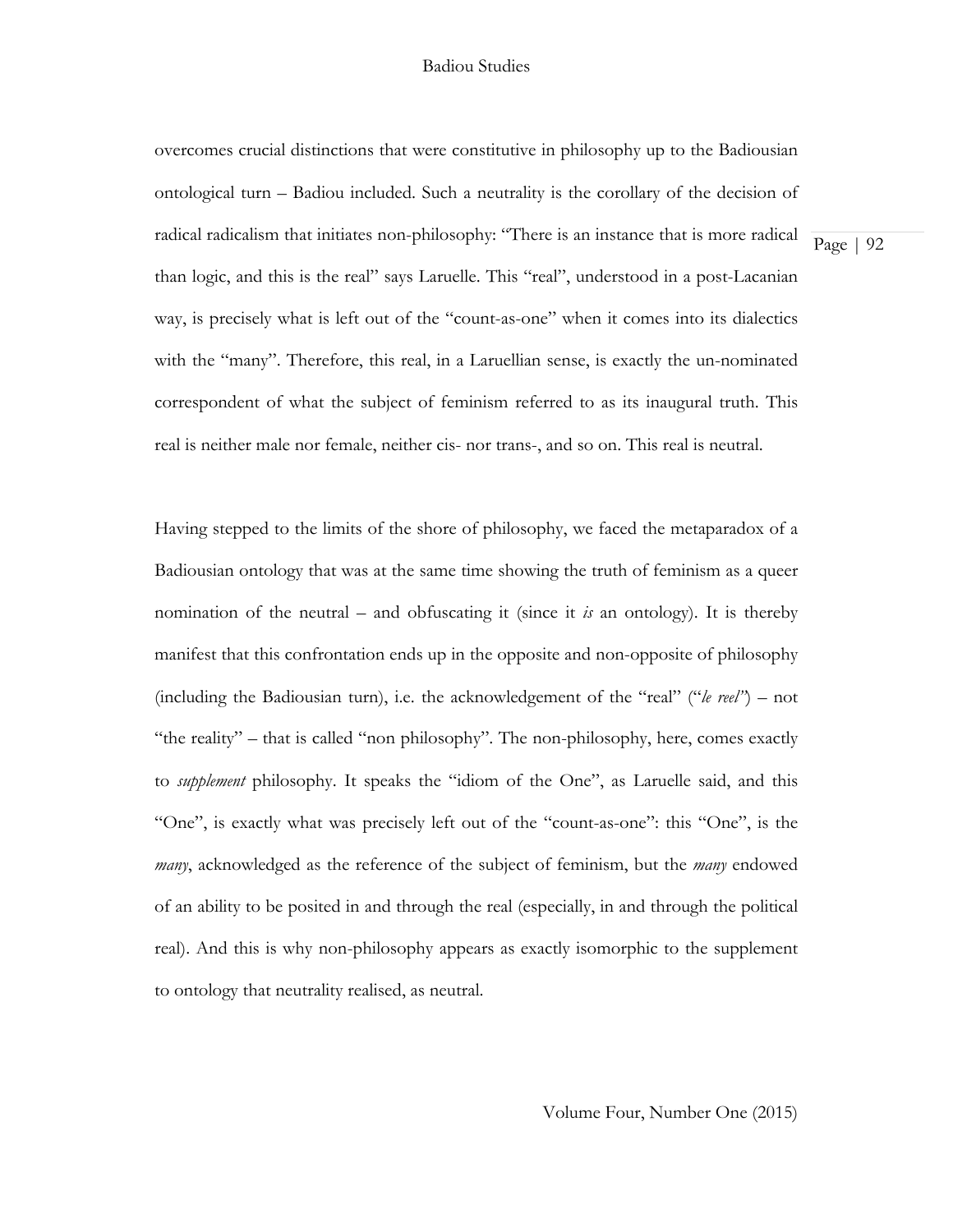overcomes crucial distinctions that were constitutive in philosophy up to the Badiousian ontological turn – Badiou included. Such a neutrality is the corollary of the decision of radical radicalism that initiates non-philosophy: "There is an instance that is more radical than logic, and this is the real" says Laruelle. This "real", understood in a post-Lacanian way, is precisely what is left out of the "count-as-one" when it comes into its dialectics with the "many". Therefore, this real, in a Laruellian sense, is exactly the un-nominated correspondent of what the subject of feminism referred to as its inaugural truth. This real is neither male nor female, neither cis- nor trans-, and so on. This real is neutral.

Having stepped to the limits of the shore of philosophy, we faced the metaparadox of a Badiousian ontology that was at the same time showing the truth of feminism as a queer nomination of the neutral – and obfuscating it (since it *is* an ontology). It is thereby manifest that this confrontation ends up in the opposite and non-opposite of philosophy (including the Badiousian turn), i.e. the acknowledgement of the "real" ("*le reel*") – not "the reality" – that is called "non philosophy". The non-philosophy, here, comes exactly to *supplement* philosophy. It speaks the "idiom of the One", as Laruelle said, and this "One", is exactly what was precisely left out of the "count-as-one": this "One", is the *many*, acknowledged as the reference of the subject of feminism, but the *many* endowed of an ability to be posited in and through the real (especially, in and through the political real). And this is why non-philosophy appears as exactly isomorphic to the supplement to ontology that neutrality realised, as neutral.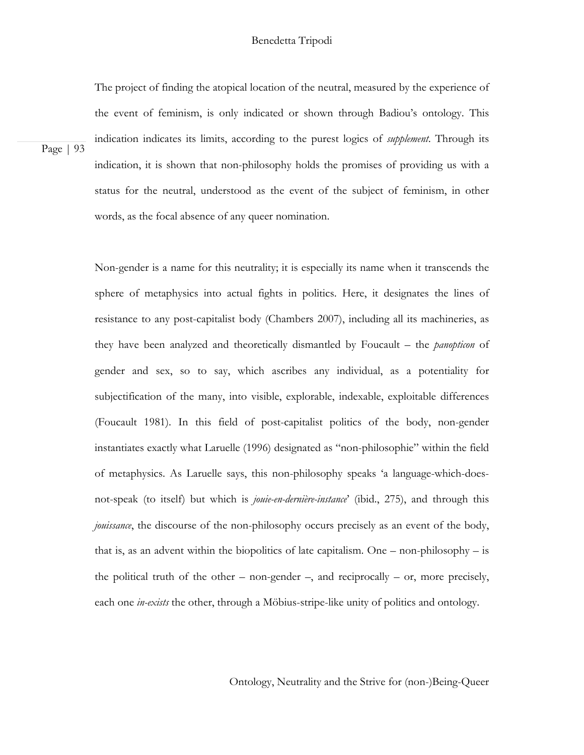The project of finding the atopical location of the neutral, measured by the experience of the event of feminism, is only indicated or shown through Badiou's ontology. This indication indicates its limits, according to the purest logics of *supplement*. Through its indication, it is shown that non-philosophy holds the promises of providing us with a status for the neutral, understood as the event of the subject of feminism, in other words, as the focal absence of any queer nomination.

Non-gender is a name for this neutrality; it is especially its name when it transcends the sphere of metaphysics into actual fights in politics. Here, it designates the lines of resistance to any post-capitalist body (Chambers 2007), including all its machineries, as they have been analyzed and theoretically dismantled by Foucault – the *panopticon* of gender and sex, so to say, which ascribes any individual, as a potentiality for subjectification of the many, into visible, explorable, indexable, exploitable differences (Foucault 1981). In this field of post-capitalist politics of the body, non-gender instantiates exactly what Laruelle (1996) designated as "non-philosophie" within the field of metaphysics. As Laruelle says, this non-philosophy speaks 'a language-which-does-not-speak (to itself) but which is *jouie-en-dernière-instance*' (ibid., 275), and through this *jouissance*, the discourse of the non-philosophy occurs precisely as an event of the body, that is, as an advent within the biopolitics of late capitalism. One – non-philosophy – is the political truth of the other – non-gender –, and reciprocally – or, more precisely, each one *in-exists* the other, through a Möbius-stripe-like unity of politics and ontology.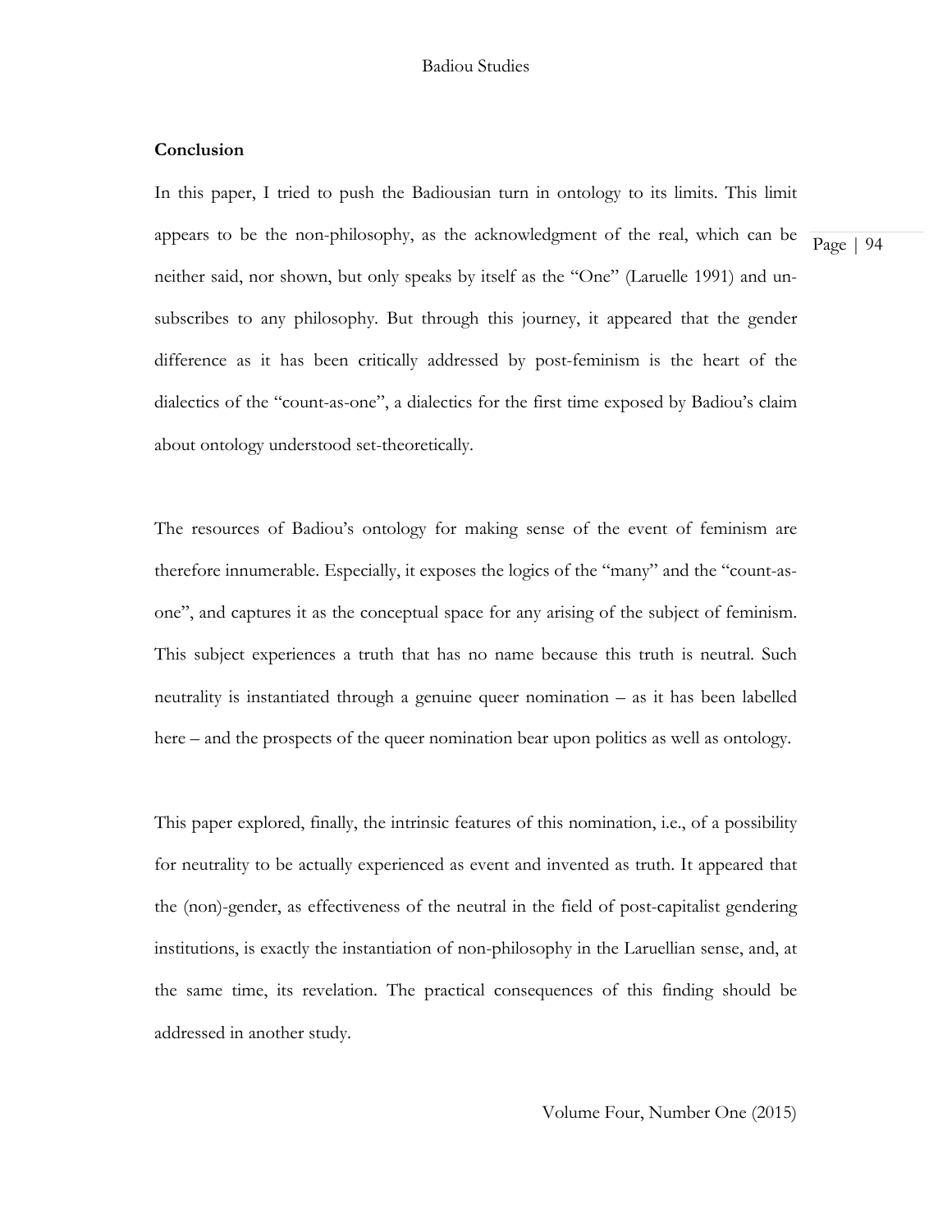**Conclusion**

In this paper, I tried to push the Badiousian turn in ontology to its limits. This limit appears to be the non-philosophy, as the acknowledgment of the real, which can be neither said, nor shown, but only speaks by itself as the "One" (Laruelle 1991) and un-subscribes to any philosophy. But through this journey, it appeared that the gender difference as it has been critically addressed by post-feminism is the heart of the dialectics of the "count-as-one", a dialectics for the first time exposed by Badiou's claim about ontology understood set-theoretically.

The resources of Badiou's ontology for making sense of the event of feminism are therefore innumerable. Especially, it exposes the logics of the "many" and the "count-as-one", and captures it as the conceptual space for any arising of the subject of feminism. This subject experiences a truth that has no name because this truth is neutral. Such neutrality is instantiated through a genuine queer nomination – as it has been labelled here – and the prospects of the queer nomination bear upon politics as well as ontology.

This paper explored, finally, the intrinsic features of this nomination, i.e., of a possibility for neutrality to be actually experienced as event and invented as truth. It appeared that the (non)-gender, as effectiveness of the neutral in the field of post-capitalist gendering institutions, is exactly the instantiation of non-philosophy in the Laruellian sense, and, at the same time, its revelation. The practical consequences of this finding should be addressed in another study.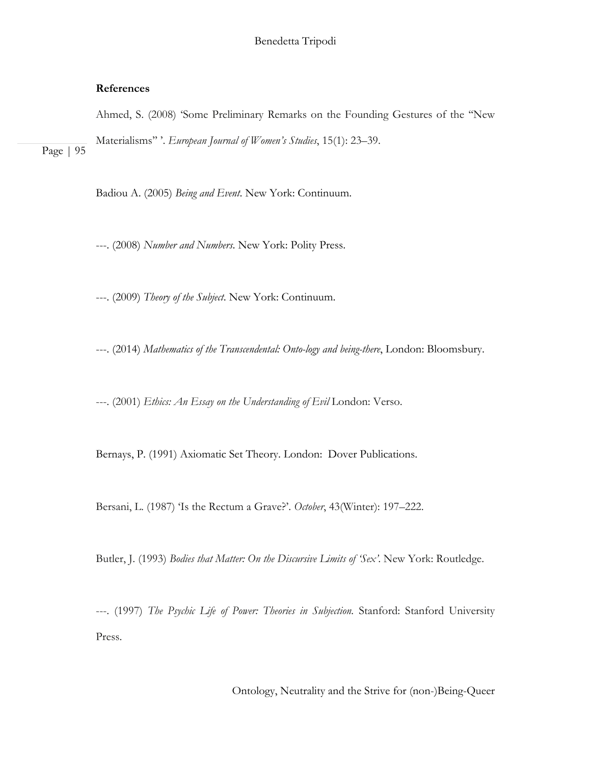**References**

Ahmed, S. (2008) 'Some Preliminary Remarks on the Founding Gestures of the "New Materialisms" '. *European Journal of Women's Studies*, 15(1): 23–39.

Badiou A. (2005) *Being and Event*. New York: Continuum.

---. (2008) *Number and Numbers*. New York: Polity Press.

---. (2009) *Theory of the Subject*. New York: Continuum.

---. (2014) *Mathematics of the Transcendental: Onto-logy and being-there*, London: Bloomsbury.

---. (2001) *Ethics: An Essay on the Understanding of Evil* London: Verso.

Bernays, P. (1991) Axiomatic Set Theory. London: Dover Publications.

Bersani, L. (1987) 'Is the Rectum a Grave?'. *October*, 43(Winter): 197–222.

Butler, J. (1993) *Bodies that Matter: On the Discursive Limits of 'Sex'*. New York: Routledge.

---. (1997) *The Psychic Life of Power: Theories in Subjection.* Stanford: Stanford University Press.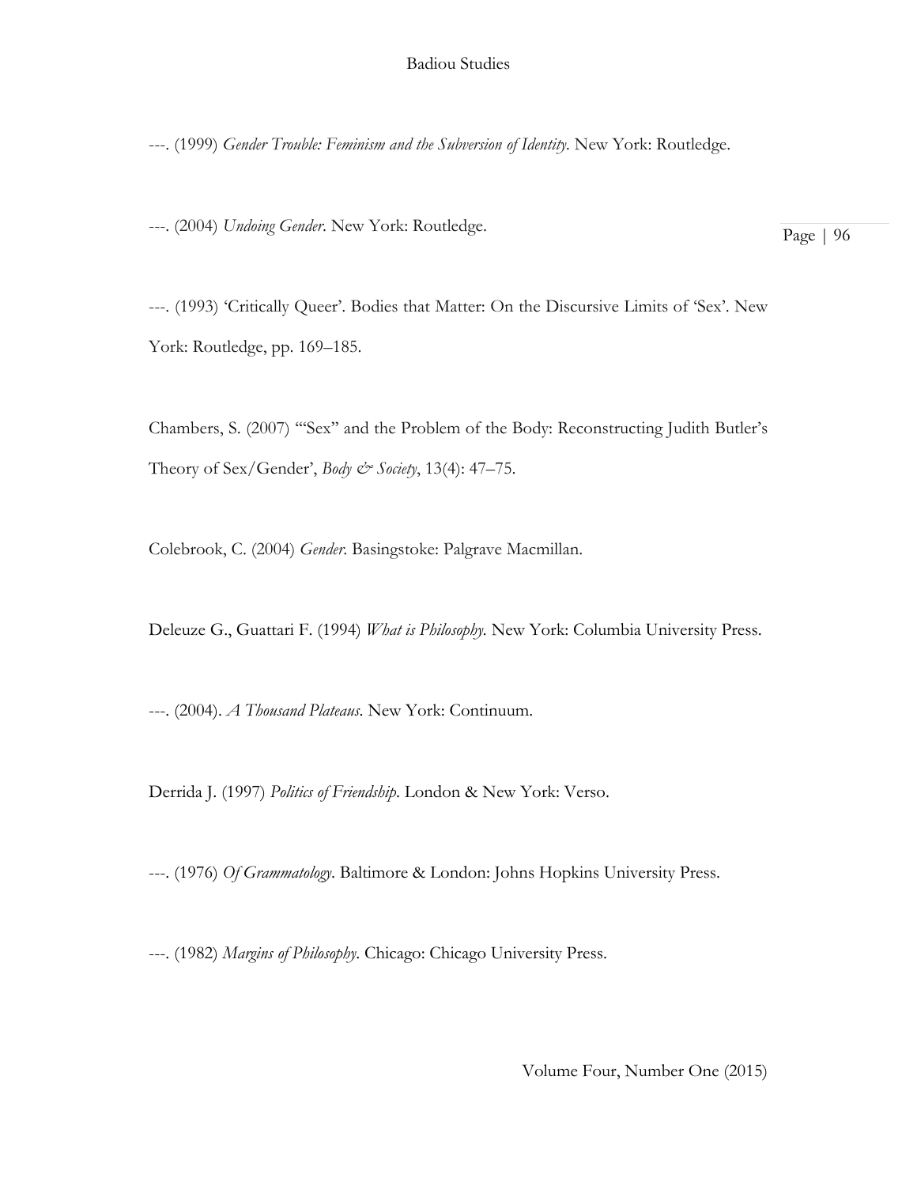---. (1999) *Gender Trouble: Feminism and the Subversion of Identity*. New York: Routledge.

---. (2004) *Undoing Gender*. New York: Routledge.

---. (1993) 'Critically Queer'. Bodies that Matter: On the Discursive Limits of 'Sex'. New York: Routledge, pp. 169–185.

Chambers, S. (2007) '"Sex" and the Problem of the Body: Reconstructing Judith Butler's Theory of Sex/Gender', *Body & Society*, 13(4): 47–75.

Colebrook, C. (2004) *Gender*. Basingstoke: Palgrave Macmillan.

Deleuze G., Guattari F. (1994) *What is Philosophy*. New York: Columbia University Press.

---. (2004). *A Thousand Plateaus*. New York: Continuum.

Derrida J. (1997) *Politics of Friendship*. London & New York: Verso.

---. (1976) *Of Grammatology*. Baltimore & London: Johns Hopkins University Press.

---. (1982) *Margins of Philosophy*. Chicago: Chicago University Press.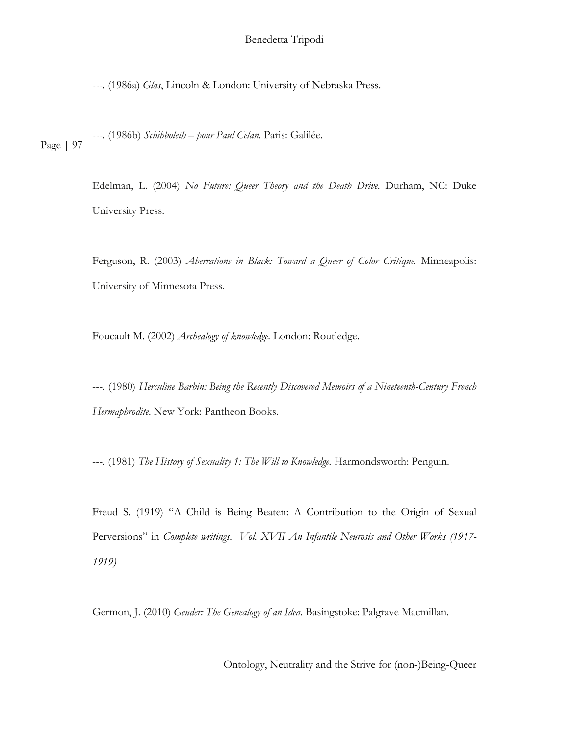---. (1986a) *Glas*, Lincoln & London: University of Nebraska Press.

---. (1986b) *Schibboleth – pour Paul Celan*. Paris: Galilée.

Edelman, L. (2004) *No Future: Queer Theory and the Death Drive*. Durham, NC: Duke University Press.

Ferguson, R. (2003) *Aberrations in Black: Toward a Queer of Color Critique*. Minneapolis: University of Minnesota Press.

Foucault M. (2002) *Archealogy of knowledge*. London: Routledge.

---. (1980) *Herculine Barbin: Being the Recently Discovered Memoirs of a Nineteenth-Century French Hermaphrodite*. New York: Pantheon Books.

---. (1981) *The History of Sexuality 1: The Will to Knowledge*. Harmondsworth: Penguin.

Freud S. (1919) "A Child is Being Beaten: A Contribution to the Origin of Sexual Perversions" in *Complete writings*. *Vol. XVII An Infantile Neurosis and Other Works (1917-1919)*

Germon, J. (2010) *Gender: The Genealogy of an Idea*. Basingstoke: Palgrave Macmillan.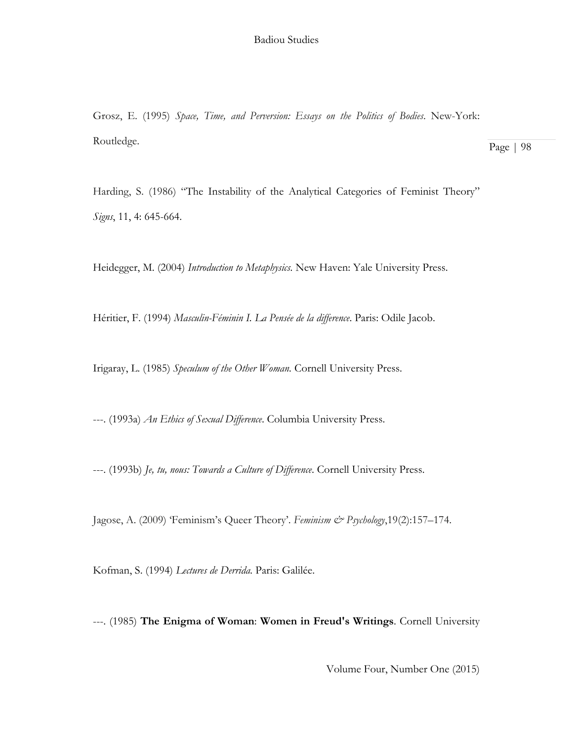Grosz, E. (1995) *Space, Time, and Perversion: Essays on the Politics of Bodies*. New-York: Routledge.

Harding, S. (1986) "The Instability of the Analytical Categories of Feminist Theory" *Signs*, 11, 4: 645-664.

Heidegger, M. (2004) *Introduction to Metaphysics*. New Haven: Yale University Press.

Héritier, F. (1994) *Masculin-Féminin I. La Pensée de la difference*. Paris: Odile Jacob.

Irigaray, L. (1985) *Speculum of the Other Woman.* Cornell University Press.

---. (1993a) *An Ethics of Sexual Difference*. Columbia University Press.

---. (1993b) *Je, tu, nous: Towards a Culture of Difference*. Cornell University Press.

Jagose, A. (2009) 'Feminism's Queer Theory'. *Feminism & Psychology*,19(2):157–174.

Kofman, S. (1994) *Lectures de Derrida.* Paris: Galilée.

---. (1985) **The Enigma of Woman**: **Women in Freud's Writings**. Cornell University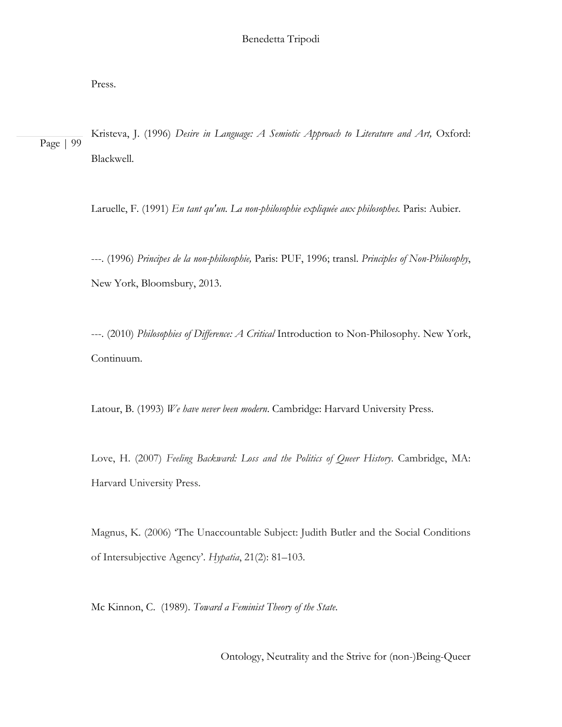Press.

Kristeva, J. (1996) *Desire in Language: A Semiotic Approach to Literature and Art,* Oxford: Blackwell.

Laruelle, F. (1991) *En tant qu'un. La non-philosophie expliquée aux philosophes.* Paris: Aubier.

---. (1996) *Principes de la non-philosophie,* Paris: PUF, 1996; transl. *Principles of Non-Philosophy*, New York, Bloomsbury, 2013.

---. (2010) *Philosophies of Difference: A Critical* Introduction to Non-Philosophy. New York, Continuum.

Latour, B. (1993) *We have never been modern*. Cambridge: Harvard University Press.

Love, H. (2007) *Feeling Backward: Loss and the Politics of Queer History*. Cambridge, MA: Harvard University Press.

Magnus, K. (2006) 'The Unaccountable Subject: Judith Butler and the Social Conditions of Intersubjective Agency'. *Hypatia*, 21(2): 81–103.

Mc Kinnon, C. (1989). *Toward a Feminist Theory of the State.*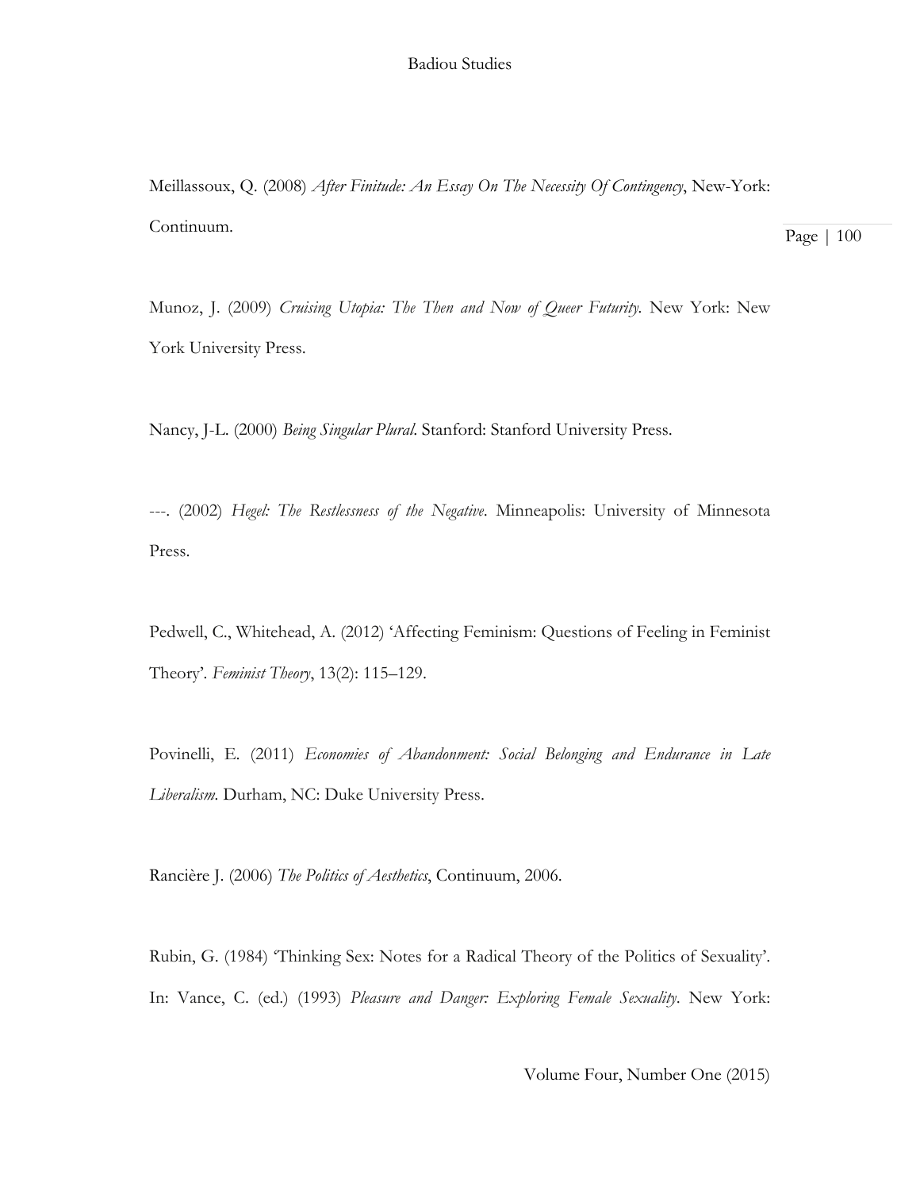Meillassoux, Q. (2008) *After Finitude: An Essay On The Necessity Of Contingency*, New-York: Continuum.

Munoz, J. (2009) *Cruising Utopia: The Then and Now of Queer Futurity*. New York: New York University Press.

Nancy, J-L. (2000) *Being Singular Plural*. Stanford: Stanford University Press.

---. (2002) *Hegel: The Restlessness of the Negative*. Minneapolis: University of Minnesota Press.

Pedwell, C., Whitehead, A. (2012) 'Affecting Feminism: Questions of Feeling in Feminist Theory'. *Feminist Theory*, 13(2): 115–129.

Povinelli, E. (2011) *Economies of Abandonment: Social Belonging and Endurance in Late Liberalism*. Durham, NC: Duke University Press.

Rancière J. (2006) *The Politics of Aesthetics*, Continuum, 2006.

Rubin, G. (1984) 'Thinking Sex: Notes for a Radical Theory of the Politics of Sexuality'. In: Vance, C. (ed.) (1993) *Pleasure and Danger: Exploring Female Sexuality*. New York: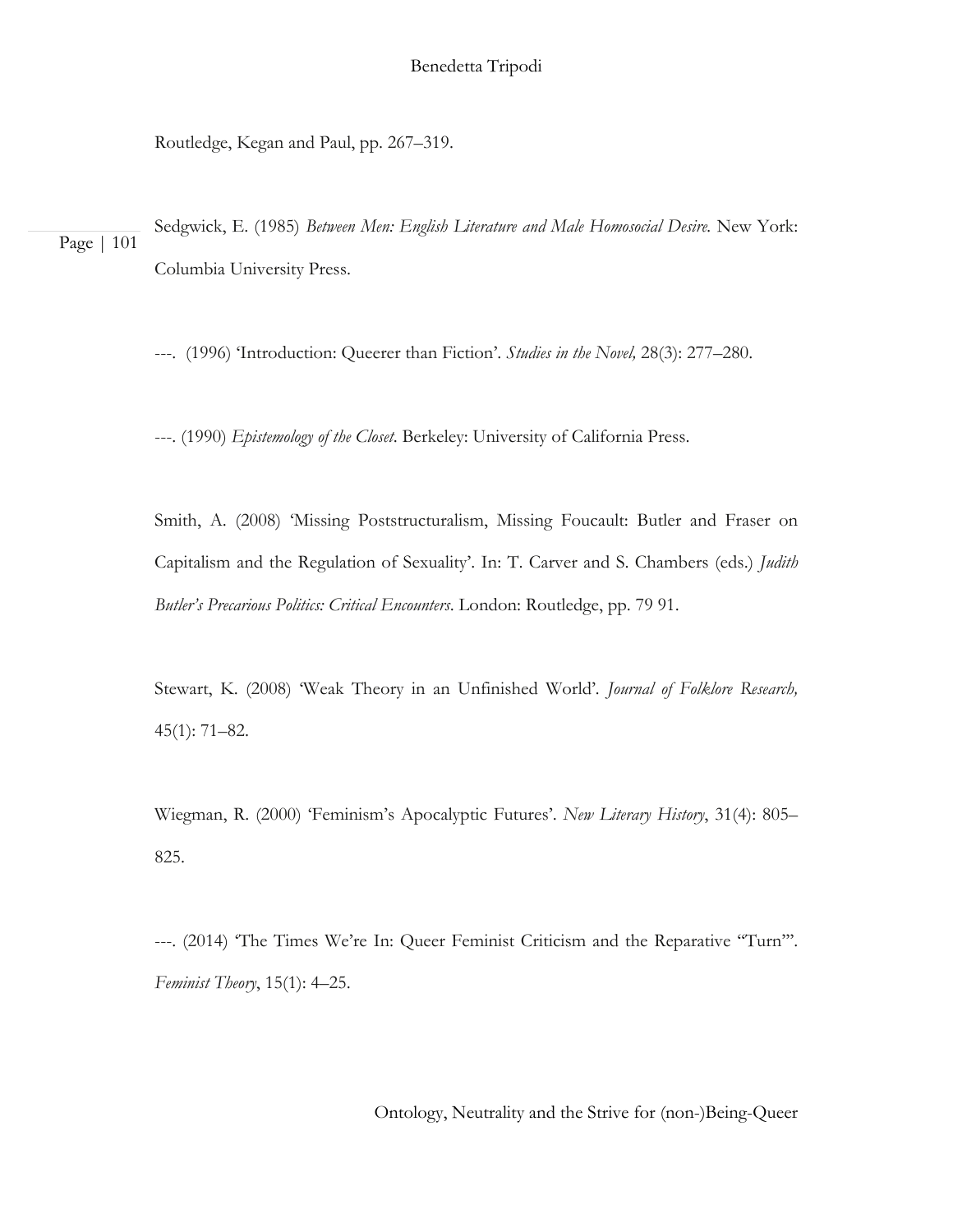Routledge, Kegan and Paul, pp. 267–319.

Sedgwick, E. (1985) *Between Men: English Literature and Male Homosocial Desire.* New York: Columbia University Press.

---. (1996) 'Introduction: Queerer than Fiction'. *Studies in the Novel,* 28(3): 277–280.

---. (1990) *Epistemology of the Closet*. Berkeley: University of California Press.

Smith, A. (2008) 'Missing Poststructuralism, Missing Foucault: Butler and Fraser on Capitalism and the Regulation of Sexuality'. In: T. Carver and S. Chambers (eds.) *Judith Butler's Precarious Politics: Critical Encounters*. London: Routledge, pp. 79 91.

Stewart, K. (2008) 'Weak Theory in an Unfinished World'. *Journal of Folklore Research,* 45(1): 71–82.

Wiegman, R. (2000) 'Feminism's Apocalyptic Futures'. *New Literary History*, 31(4): 805–825.

---. (2014) 'The Times We're In: Queer Feminist Criticism and the Reparative "Turn"'. *Feminist Theory*, 15(1): 4–25.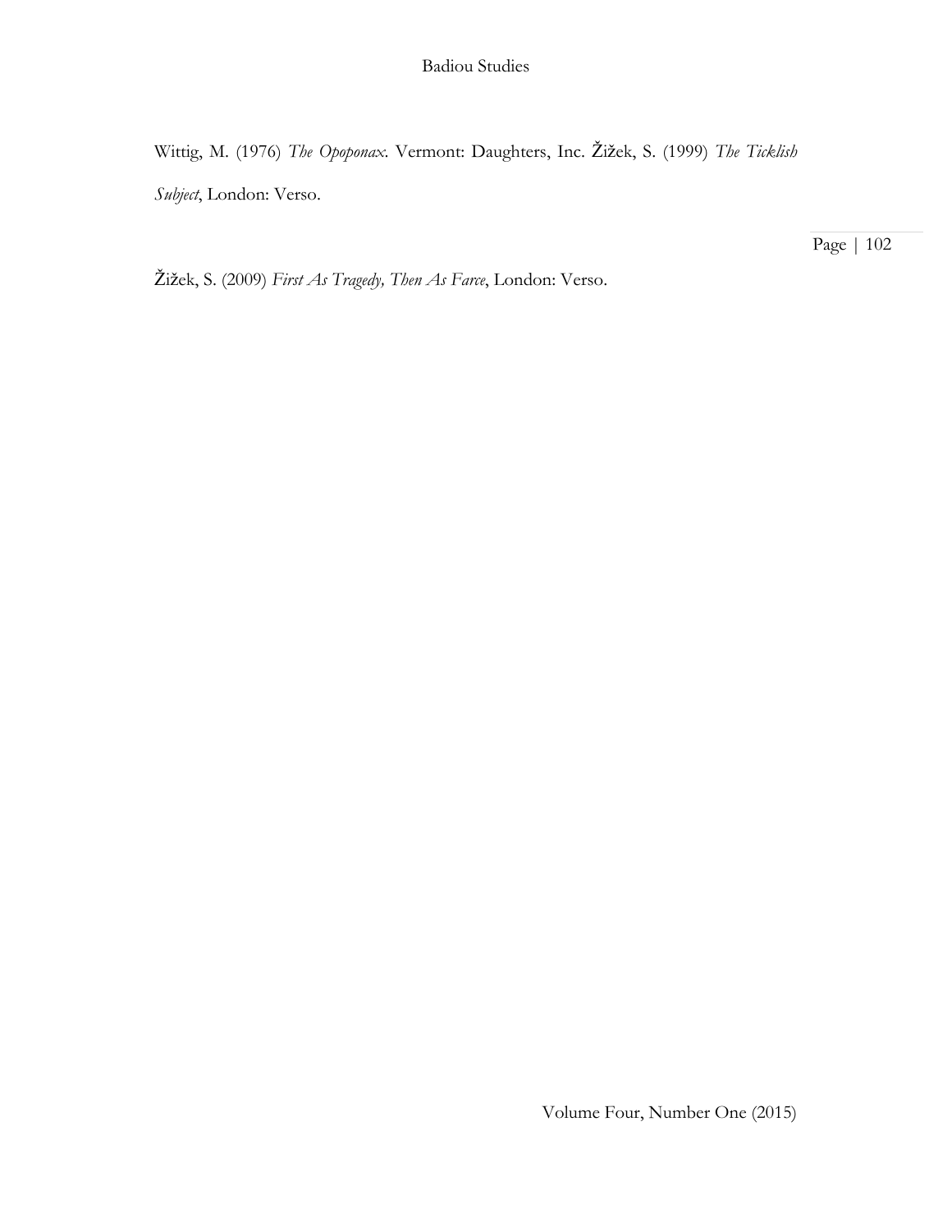Wittig, M. (1976) *The Opoponax*. Vermont: Daughters, Inc. Žižek, S. (1999) *The Ticklish Subject*, London: Verso.

Žižek, S. (2009) *First As Tragedy, Then As Farce*, London: Verso.